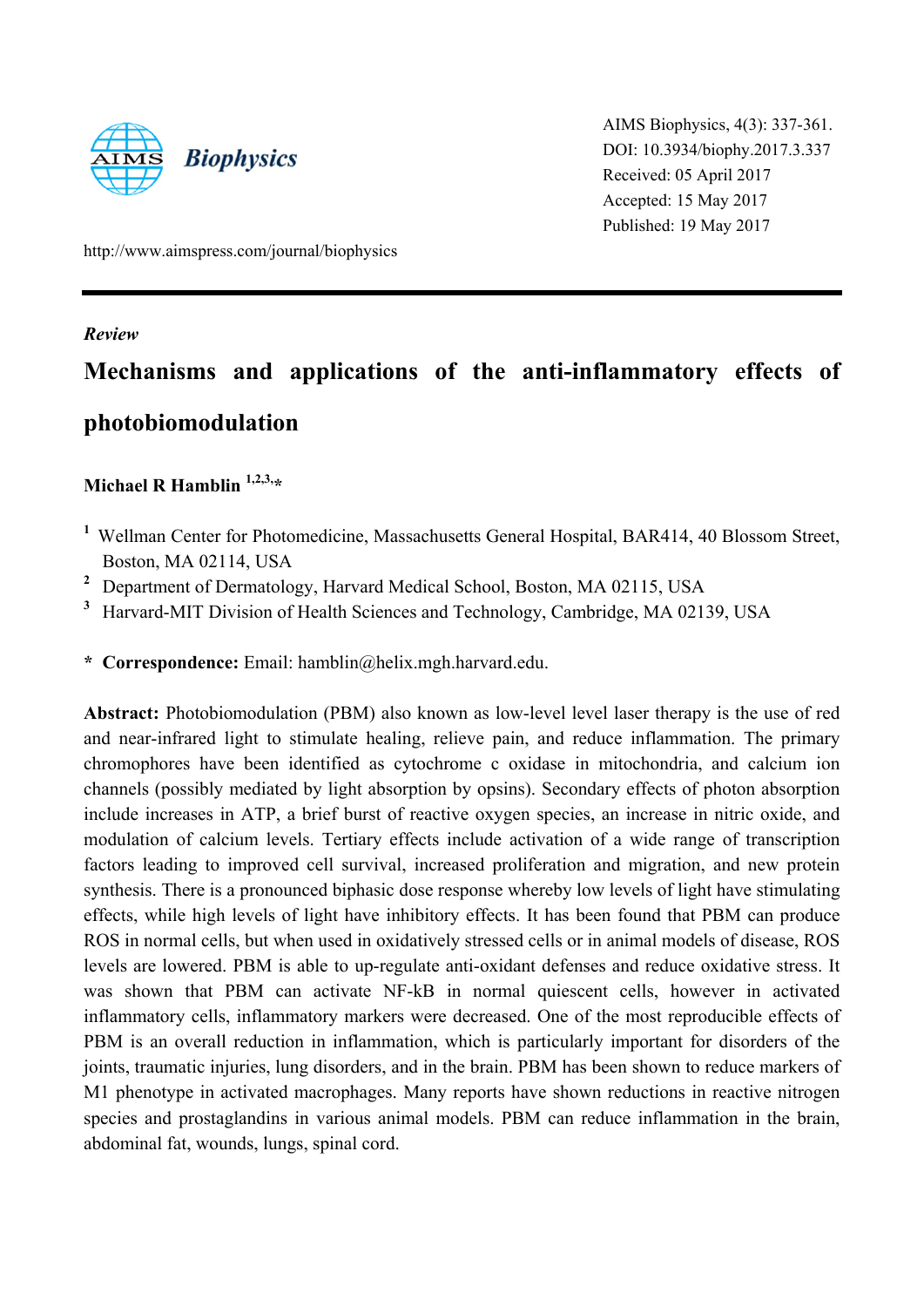AIMS Biophysics, 4(3): 337-361.
DOI: 10.3934/biophy.2017.3.337
Received: 05 April 2017
Accepted: 15 May 2017
Published: 19 May 2017

http://www.aimspress.com/journal/biophysics

*Review*

# Mechanisms and applications of the anti-inflammatory effects of photobiomodulation

**Michael R Hamblin [1,2,3,*]**

[1] Wellman Center for Photomedicine, Massachusetts General Hospital, BAR414, 40 Blossom Street, Boston, MA 02114, USA
[2] Department of Dermatology, Harvard Medical School, Boston, MA 02115, USA
[3] Harvard-MIT Division of Health Sciences and Technology, Cambridge, MA 02139, USA

* **Correspondence:** Email: hamblin@helix.mgh.harvard.edu.

**Abstract:** Photobiomodulation (PBM) also known as low-level level laser therapy is the use of red and near-infrared light to stimulate healing, relieve pain, and reduce inflammation. The primary chromophores have been identified as cytochrome c oxidase in mitochondria, and calcium ion channels (possibly mediated by light absorption by opsins). Secondary effects of photon absorption include increases in ATP, a brief burst of reactive oxygen species, an increase in nitric oxide, and modulation of calcium levels. Tertiary effects include activation of a wide range of transcription factors leading to improved cell survival, increased proliferation and migration, and new protein synthesis. There is a pronounced biphasic dose response whereby low levels of light have stimulating effects, while high levels of light have inhibitory effects. It has been found that PBM can produce ROS in normal cells, but when used in oxidatively stressed cells or in animal models of disease, ROS levels are lowered. PBM is able to up-regulate anti-oxidant defenses and reduce oxidative stress. It was shown that PBM can activate NF-kB in normal quiescent cells, however in activated inflammatory cells, inflammatory markers were decreased. One of the most reproducible effects of PBM is an overall reduction in inflammation, which is particularly important for disorders of the joints, traumatic injuries, lung disorders, and in the brain. PBM has been shown to reduce markers of M1 phenotype in activated macrophages. Many reports have shown reductions in reactive nitrogen species and prostaglandins in various animal models. PBM can reduce inflammation in the brain, abdominal fat, wounds, lungs, spinal cord.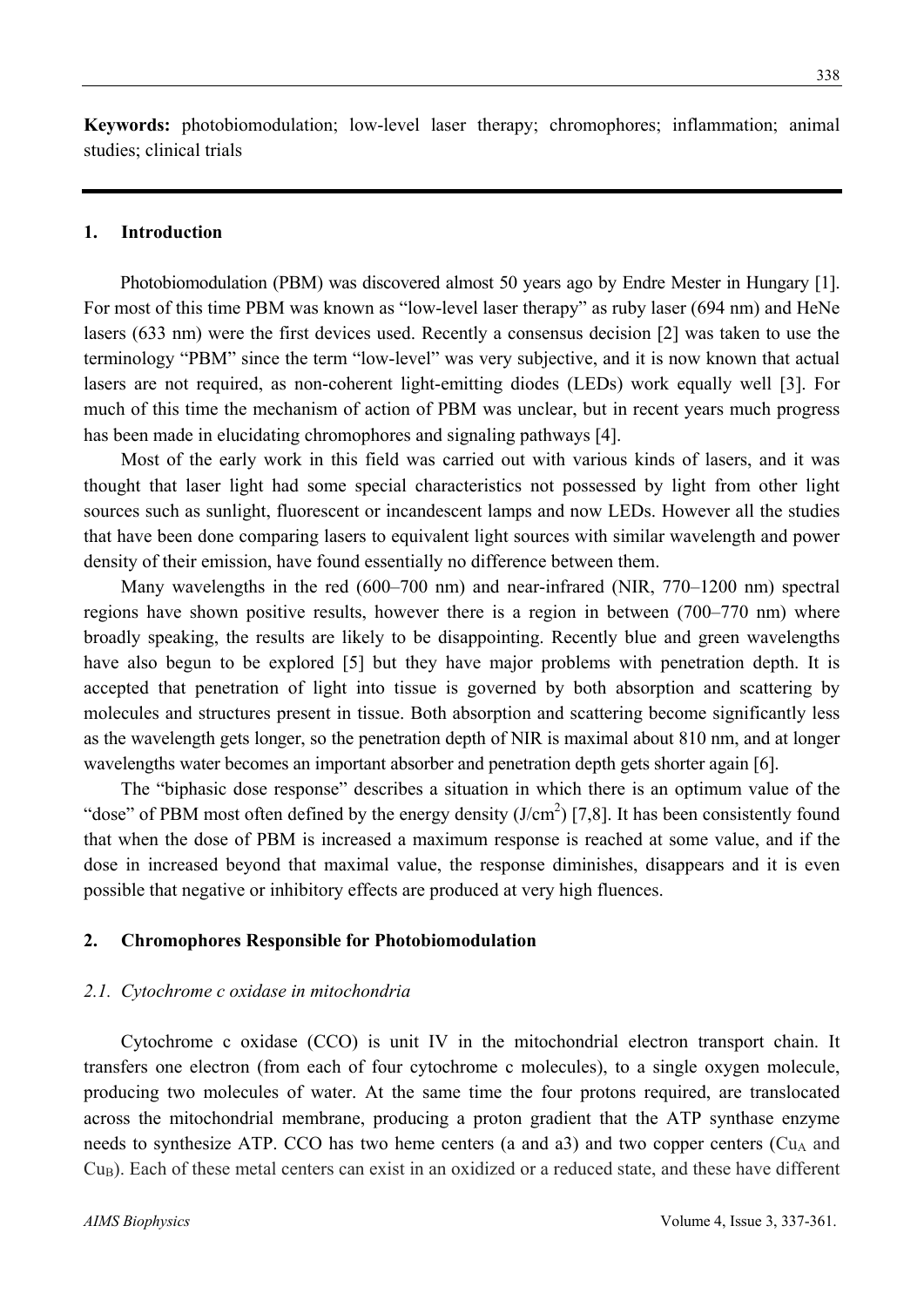**Keywords:** photobiomodulation; low-level laser therapy; chromophores; inflammation; animal studies; clinical trials

## 1. Introduction

Photobiomodulation (PBM) was discovered almost 50 years ago by Endre Mester in Hungary [1]. For most of this time PBM was known as "low-level laser therapy" as ruby laser (694 nm) and HeNe lasers (633 nm) were the first devices used. Recently a consensus decision [2] was taken to use the terminology "PBM" since the term "low-level" was very subjective, and it is now known that actual lasers are not required, as non-coherent light-emitting diodes (LEDs) work equally well [3]. For much of this time the mechanism of action of PBM was unclear, but in recent years much progress has been made in elucidating chromophores and signaling pathways [4].

Most of the early work in this field was carried out with various kinds of lasers, and it was thought that laser light had some special characteristics not possessed by light from other light sources such as sunlight, fluorescent or incandescent lamps and now LEDs. However all the studies that have been done comparing lasers to equivalent light sources with similar wavelength and power density of their emission, have found essentially no difference between them.

Many wavelengths in the red (600–700 nm) and near-infrared (NIR, 770–1200 nm) spectral regions have shown positive results, however there is a region in between (700–770 nm) where broadly speaking, the results are likely to be disappointing. Recently blue and green wavelengths have also begun to be explored [5] but they have major problems with penetration depth. It is accepted that penetration of light into tissue is governed by both absorption and scattering by molecules and structures present in tissue. Both absorption and scattering become significantly less as the wavelength gets longer, so the penetration depth of NIR is maximal about 810 nm, and at longer wavelengths water becomes an important absorber and penetration depth gets shorter again [6].

The "biphasic dose response" describes a situation in which there is an optimum value of the "dose" of PBM most often defined by the energy density (J/cm$^2$) [7,8]. It has been consistently found that when the dose of PBM is increased a maximum response is reached at some value, and if the dose in increased beyond that maximal value, the response diminishes, disappears and it is even possible that negative or inhibitory effects are produced at very high fluences.

## 2. Chromophores Responsible for Photobiomodulation

### *2.1. Cytochrome c oxidase in mitochondria*

Cytochrome c oxidase (CCO) is unit IV in the mitochondrial electron transport chain. It transfers one electron (from each of four cytochrome c molecules), to a single oxygen molecule, producing two molecules of water. At the same time the four protons required, are translocated across the mitochondrial membrane, producing a proton gradient that the ATP synthase enzyme needs to synthesize ATP. CCO has two heme centers (a and a3) and two copper centers ($Cu_A$ and $Cu_B$). Each of these metal centers can exist in an oxidized or a reduced state, and these have different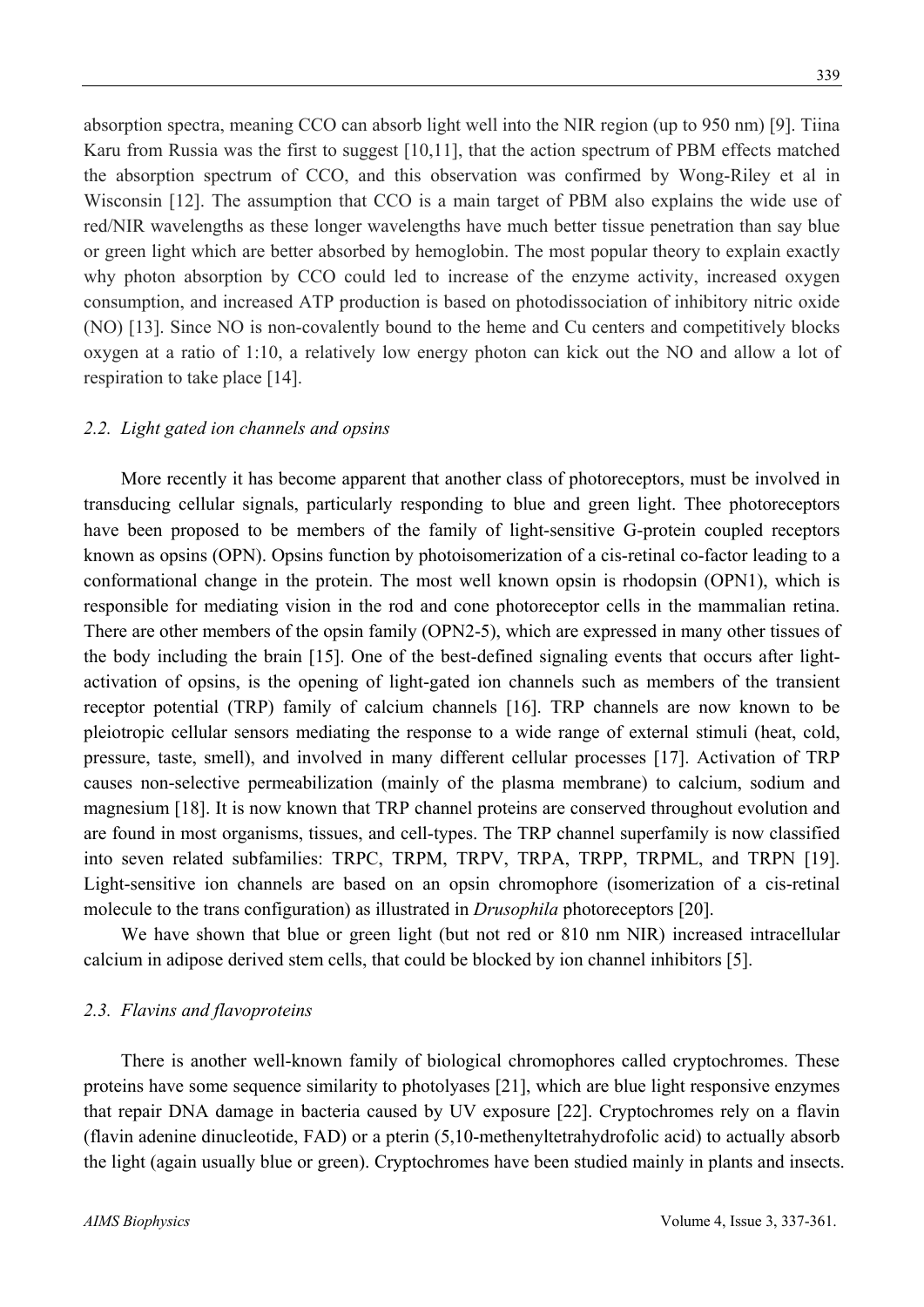absorption spectra, meaning CCO can absorb light well into the NIR region (up to 950 nm) [9]. Tiina Karu from Russia was the first to suggest [10,11], that the action spectrum of PBM effects matched the absorption spectrum of CCO, and this observation was confirmed by Wong-Riley et al in Wisconsin [12]. The assumption that CCO is a main target of PBM also explains the wide use of red/NIR wavelengths as these longer wavelengths have much better tissue penetration than say blue or green light which are better absorbed by hemoglobin. The most popular theory to explain exactly why photon absorption by CCO could led to increase of the enzyme activity, increased oxygen consumption, and increased ATP production is based on photodissociation of inhibitory nitric oxide (NO) [13]. Since NO is non-covalently bound to the heme and Cu centers and competitively blocks oxygen at a ratio of 1:10, a relatively low energy photon can kick out the NO and allow a lot of respiration to take place [14].

### 2.2. Light gated ion channels and opsins

More recently it has become apparent that another class of photoreceptors, must be involved in transducing cellular signals, particularly responding to blue and green light. Thee photoreceptors have been proposed to be members of the family of light-sensitive G-protein coupled receptors known as opsins (OPN). Opsins function by photoisomerization of a cis-retinal co-factor leading to a conformational change in the protein. The most well known opsin is rhodopsin (OPN1), which is responsible for mediating vision in the rod and cone photoreceptor cells in the mammalian retina. There are other members of the opsin family (OPN2-5), which are expressed in many other tissues of the body including the brain [15]. One of the best-defined signaling events that occurs after light-activation of opsins, is the opening of light-gated ion channels such as members of the transient receptor potential (TRP) family of calcium channels [16]. TRP channels are now known to be pleiotropic cellular sensors mediating the response to a wide range of external stimuli (heat, cold, pressure, taste, smell), and involved in many different cellular processes [17]. Activation of TRP causes non-selective permeabilization (mainly of the plasma membrane) to calcium, sodium and magnesium [18]. It is now known that TRP channel proteins are conserved throughout evolution and are found in most organisms, tissues, and cell-types. The TRP channel superfamily is now classified into seven related subfamilies: TRPC, TRPM, TRPV, TRPA, TRPP, TRPML, and TRPN [19]. Light-sensitive ion channels are based on an opsin chromophore (isomerization of a cis-retinal molecule to the trans configuration) as illustrated in *Drusophila* photoreceptors [20].

We have shown that blue or green light (but not red or 810 nm NIR) increased intracellular calcium in adipose derived stem cells, that could be blocked by ion channel inhibitors [5].

### 2.3. Flavins and flavoproteins

There is another well-known family of biological chromophores called cryptochromes. These proteins have some sequence similarity to photolyases [21], which are blue light responsive enzymes that repair DNA damage in bacteria caused by UV exposure [22]. Cryptochromes rely on a flavin (flavin adenine dinucleotide, FAD) or a pterin (5,10-methenyltetrahydrofolic acid) to actually absorb the light (again usually blue or green). Cryptochromes have been studied mainly in plants and insects.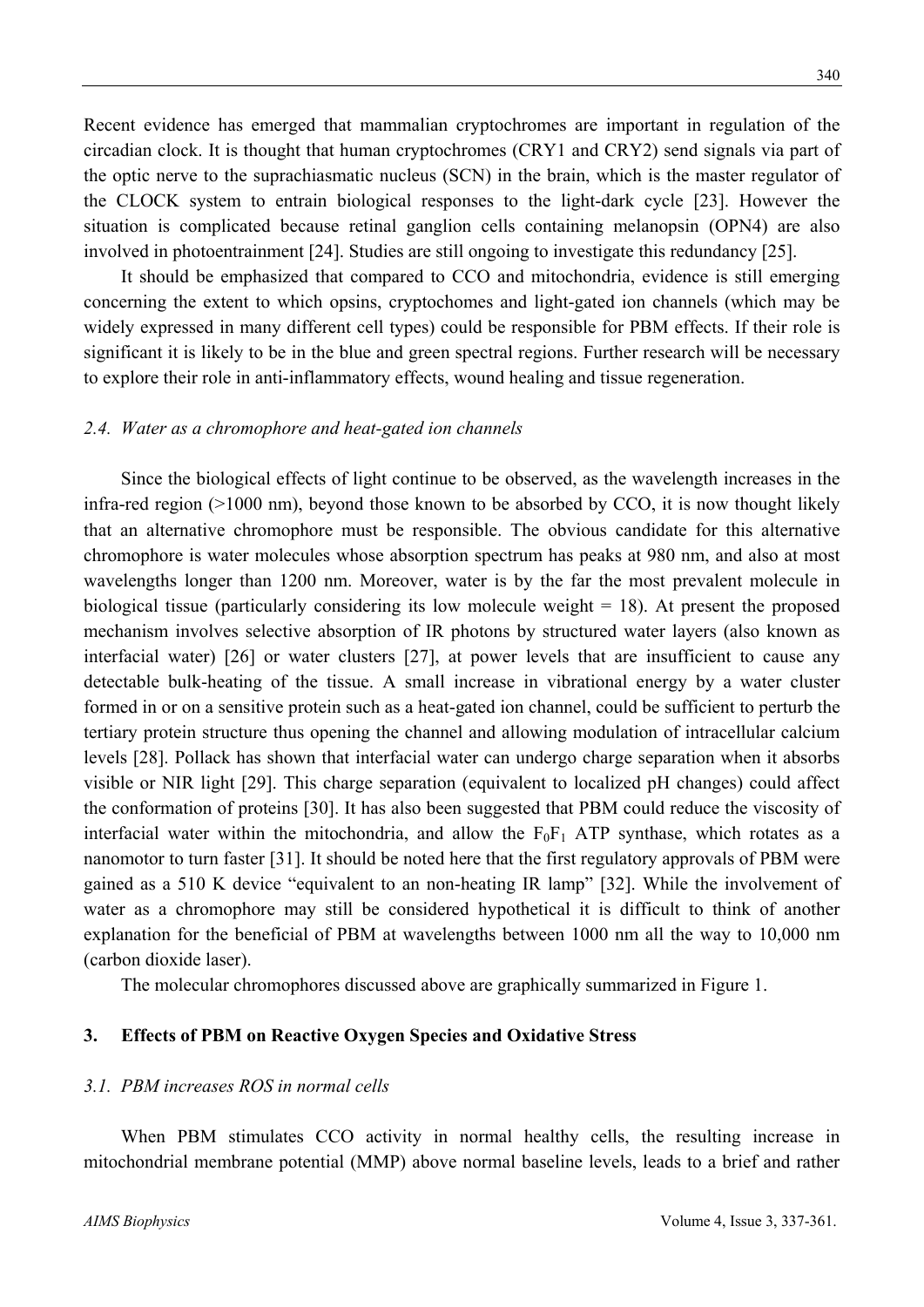Recent evidence has emerged that mammalian cryptochromes are important in regulation of the circadian clock. It is thought that human cryptochromes (CRY1 and CRY2) send signals via part of the optic nerve to the suprachiasmatic nucleus (SCN) in the brain, which is the master regulator of the CLOCK system to entrain biological responses to the light-dark cycle [23]. However the situation is complicated because retinal ganglion cells containing melanopsin (OPN4) are also involved in photoentrainment [24]. Studies are still ongoing to investigate this redundancy [25].

It should be emphasized that compared to CCO and mitochondria, evidence is still emerging concerning the extent to which opsins, cryptochomes and light-gated ion channels (which may be widely expressed in many different cell types) could be responsible for PBM effects. If their role is significant it is likely to be in the blue and green spectral regions. Further research will be necessary to explore their role in anti-inflammatory effects, wound healing and tissue regeneration.

### *2.4. Water as a chromophore and heat-gated ion channels*

Since the biological effects of light continue to be observed, as the wavelength increases in the infra-red region (>1000 nm), beyond those known to be absorbed by CCO, it is now thought likely that an alternative chromophore must be responsible. The obvious candidate for this alternative chromophore is water molecules whose absorption spectrum has peaks at 980 nm, and also at most wavelengths longer than 1200 nm. Moreover, water is by the far the most prevalent molecule in biological tissue (particularly considering its low molecule weight = 18). At present the proposed mechanism involves selective absorption of IR photons by structured water layers (also known as interfacial water) [26] or water clusters [27], at power levels that are insufficient to cause any detectable bulk-heating of the tissue. A small increase in vibrational energy by a water cluster formed in or on a sensitive protein such as a heat-gated ion channel, could be sufficient to perturb the tertiary protein structure thus opening the channel and allowing modulation of intracellular calcium levels [28]. Pollack has shown that interfacial water can undergo charge separation when it absorbs visible or NIR light [29]. This charge separation (equivalent to localized pH changes) could affect the conformation of proteins [30]. It has also been suggested that PBM could reduce the viscosity of interfacial water within the mitochondria, and allow the $F_0F_1$ ATP synthase, which rotates as a nanomotor to turn faster [31]. It should be noted here that the first regulatory approvals of PBM were gained as a 510 K device "equivalent to an non-heating IR lamp" [32]. While the involvement of water as a chromophore may still be considered hypothetical it is difficult to think of another explanation for the beneficial of PBM at wavelengths between 1000 nm all the way to 10,000 nm (carbon dioxide laser).

The molecular chromophores discussed above are graphically summarized in Figure 1.

## 3. Effects of PBM on Reactive Oxygen Species and Oxidative Stress

### *3.1. PBM increases ROS in normal cells*

When PBM stimulates CCO activity in normal healthy cells, the resulting increase in mitochondrial membrane potential (MMP) above normal baseline levels, leads to a brief and rather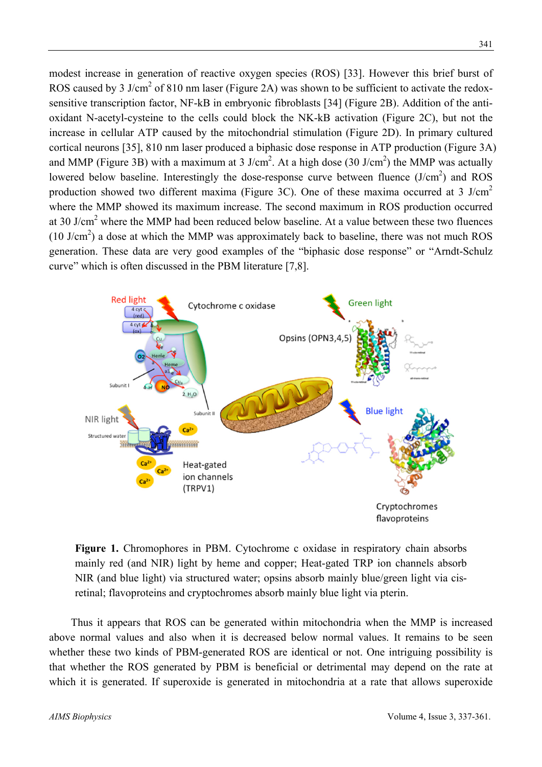modest increase in generation of reactive oxygen species (ROS) [33]. However this brief burst of ROS caused by 3 J/cm$^2$ of 810 nm laser (Figure 2A) was shown to be sufficient to activate the redox-sensitive transcription factor, NF-kB in embryonic fibroblasts [34] (Figure 2B). Addition of the anti-oxidant N-acetyl-cysteine to the cells could block the NK-kB activation (Figure 2C), but not the increase in cellular ATP caused by the mitochondrial stimulation (Figure 2D). In primary cultured cortical neurons [35], 810 nm laser produced a biphasic dose response in ATP production (Figure 3A) and MMP (Figure 3B) with a maximum at 3 J/cm$^2$. At a high dose (30 J/cm$^2$) the MMP was actually lowered below baseline. Interestingly the dose-response curve between fluence (J/cm$^2$) and ROS production showed two different maxima (Figure 3C). One of these maxima occurred at 3 J/cm$^2$ where the MMP showed its maximum increase. The second maximum in ROS production occurred at 30 J/cm$^2$ where the MMP had been reduced below baseline. At a value between these two fluences (10 J/cm$^2$) a dose at which the MMP was approximately back to baseline, there was not much ROS generation. These data are very good examples of the "biphasic dose response" or "Arndt-Schulz curve" which is often discussed in the PBM literature [7,8].

**Figure 1.** Chromophores in PBM. Cytochrome c oxidase in respiratory chain absorbs mainly red (and NIR) light by heme and copper; Heat-gated TRP ion channels absorb NIR (and blue light) via structured water; opsins absorb mainly blue/green light via cis-retinal; flavoproteins and cryptochromes absorb mainly blue light via pterin.

Thus it appears that ROS can be generated within mitochondria when the MMP is increased above normal values and also when it is decreased below normal values. It remains to be seen whether these two kinds of PBM-generated ROS are identical or not. One intriguing possibility is that whether the ROS generated by PBM is beneficial or detrimental may depend on the rate at which it is generated. If superoxide is generated in mitochondria at a rate that allows superoxide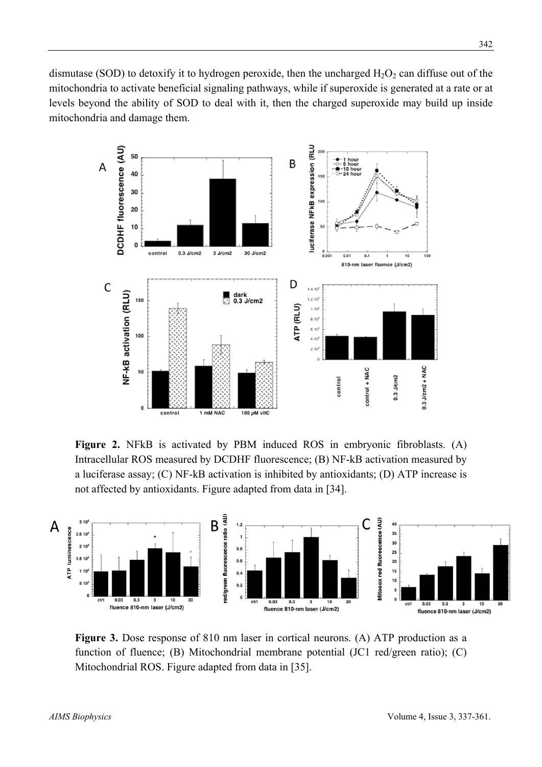dismutase (SOD) to detoxify it to hydrogen peroxide, then the uncharged $H_2O_2$ can diffuse out of the mitochondria to activate beneficial signaling pathways, while if superoxide is generated at a rate or at levels beyond the ability of SOD to deal with it, then the charged superoxide may build up inside mitochondria and damage them.

**Figure 2.** NFkB is activated by PBM induced ROS in embryonic fibroblasts. (A) Intracellular ROS measured by DCDHF fluorescence; (B) NF-kB activation measured by a luciferase assay; (C) NF-kB activation is inhibited by antioxidants; (D) ATP increase is not affected by antioxidants. Figure adapted from data in [34].

**Figure 3.** Dose response of 810 nm laser in cortical neurons. (A) ATP production as a function of fluence; (B) Mitochondrial membrane potential (JC1 red/green ratio); (C) Mitochondrial ROS. Figure adapted from data in [35].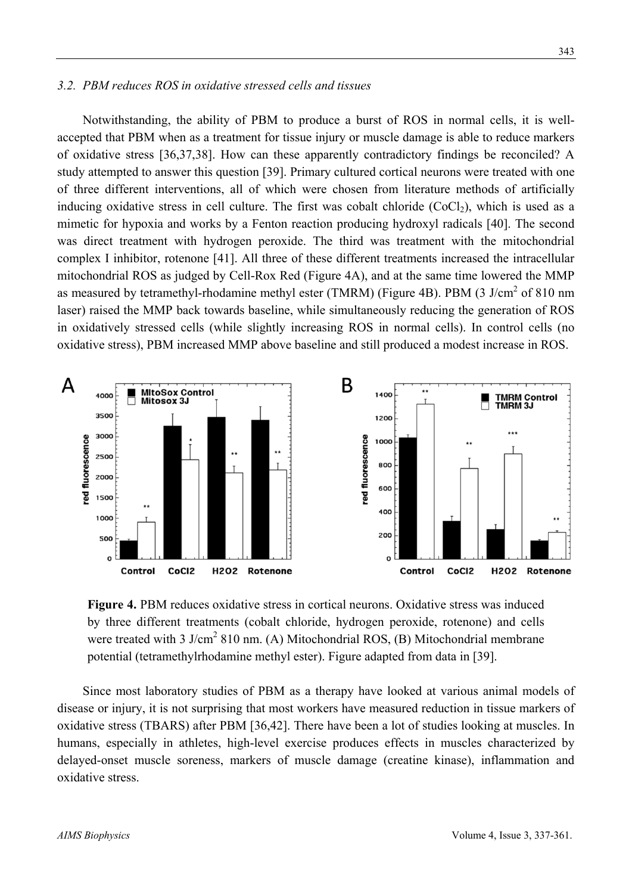### 3.2. PBM reduces ROS in oxidative stressed cells and tissues

Notwithstanding, the ability of PBM to produce a burst of ROS in normal cells, it is well-accepted that PBM when as a treatment for tissue injury or muscle damage is able to reduce markers of oxidative stress [36,37,38]. How can these apparently contradictory findings be reconciled? A study attempted to answer this question [39]. Primary cultured cortical neurons were treated with one of three different interventions, all of which were chosen from literature methods of artificially inducing oxidative stress in cell culture. The first was cobalt chloride ($CoCl_2$), which is used as a mimetic for hypoxia and works by a Fenton reaction producing hydroxyl radicals [40]. The second was direct treatment with hydrogen peroxide. The third was treatment with the mitochondrial complex I inhibitor, rotenone [41]. All three of these different treatments increased the intracellular mitochondrial ROS as judged by Cell-Rox Red (Figure 4A), and at the same time lowered the MMP as measured by tetramethyl-rhodamine methyl ester (TMRM) (Figure 4B). PBM (3 J/cm$^2$ of 810 nm laser) raised the MMP back towards baseline, while simultaneously reducing the generation of ROS in oxidatively stressed cells (while slightly increasing ROS in normal cells). In control cells (no oxidative stress), PBM increased MMP above baseline and still produced a modest increase in ROS.

**Figure 4.** PBM reduces oxidative stress in cortical neurons. Oxidative stress was induced by three different treatments (cobalt chloride, hydrogen peroxide, rotenone) and cells were treated with 3 J/cm$^2$ 810 nm. (A) Mitochondrial ROS, (B) Mitochondrial membrane potential (tetramethylrhodamine methyl ester). Figure adapted from data in [39].

Since most laboratory studies of PBM as a therapy have looked at various animal models of disease or injury, it is not surprising that most workers have measured reduction in tissue markers of oxidative stress (TBARS) after PBM [36,42]. There have been a lot of studies looking at muscles. In humans, especially in athletes, high-level exercise produces effects in muscles characterized by delayed-onset muscle soreness, markers of muscle damage (creatine kinase), inflammation and oxidative stress.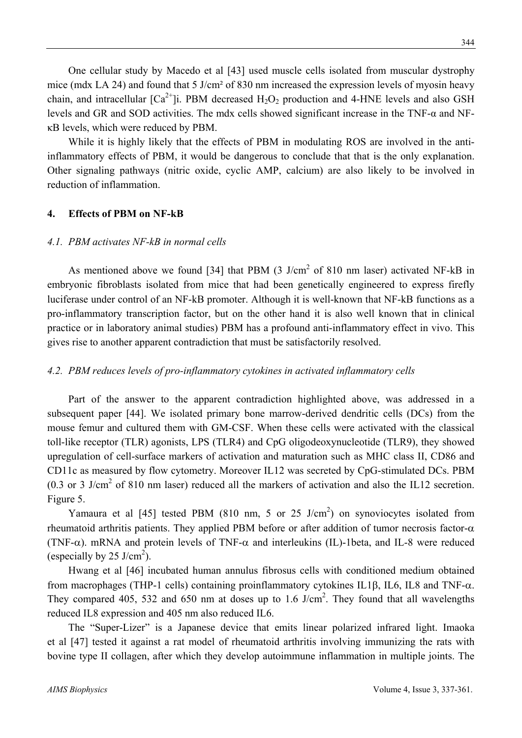One cellular study by Macedo et al [43] used muscle cells isolated from muscular dystrophy mice (mdx LA 24) and found that 5 J/cm² of 830 nm increased the expression levels of myosin heavy chain, and intracellular $[Ca^{2+}]$i. PBM decreased $H_2O_2$ production and 4-HNE levels and also GSH levels and GR and SOD activities. The mdx cells showed significant increase in the TNF-α and NF-κB levels, which were reduced by PBM.

While it is highly likely that the effects of PBM in modulating ROS are involved in the anti-inflammatory effects of PBM, it would be dangerous to conclude that that is the only explanation. Other signaling pathways (nitric oxide, cyclic AMP, calcium) are also likely to be involved in reduction of inflammation.

## 4. Effects of PBM on NF-kB

### *4.1. PBM activates NF-kB in normal cells*

As mentioned above we found [34] that PBM (3 J/cm$^2$ of 810 nm laser) activated NF-kB in embryonic fibroblasts isolated from mice that had been genetically engineered to express firefly luciferase under control of an NF-kB promoter. Although it is well-known that NF-kB functions as a pro-inflammatory transcription factor, but on the other hand it is also well known that in clinical practice or in laboratory animal studies) PBM has a profound anti-inflammatory effect in vivo. This gives rise to another apparent contradiction that must be satisfactorily resolved.

### *4.2. PBM reduces levels of pro-inflammatory cytokines in activated inflammatory cells*

Part of the answer to the apparent contradiction highlighted above, was addressed in a subsequent paper [44]. We isolated primary bone marrow-derived dendritic cells (DCs) from the mouse femur and cultured them with GM-CSF. When these cells were activated with the classical toll-like receptor (TLR) agonists, LPS (TLR4) and CpG oligodeoxynucleotide (TLR9), they showed upregulation of cell-surface markers of activation and maturation such as MHC class II, CD86 and CD11c as measured by flow cytometry. Moreover IL12 was secreted by CpG-stimulated DCs. PBM (0.3 or 3 J/cm$^2$ of 810 nm laser) reduced all the markers of activation and also the IL12 secretion. Figure 5.

Yamaura et al [45] tested PBM (810 nm, 5 or 25 J/cm$^2$) on synoviocytes isolated from rheumatoid arthritis patients. They applied PBM before or after addition of tumor necrosis factor-$\alpha$ (TNF-$\alpha$). mRNA and protein levels of TNF-$\alpha$ and interleukins (IL)-1beta, and IL-8 were reduced (especially by 25 J/cm$^2$).

Hwang et al [46] incubated human annulus fibrosus cells with conditioned medium obtained from macrophages (THP-1 cells) containing proinflammatory cytokines IL1$\beta$, IL6, IL8 and TNF-$\alpha$. They compared 405, 532 and 650 nm at doses up to 1.6 J/cm$^2$. They found that all wavelengths reduced IL8 expression and 405 nm also reduced IL6.

The "Super-Lizer" is a Japanese device that emits linear polarized infrared light. Imaoka et al [47] tested it against a rat model of rheumatoid arthritis involving immunizing the rats with bovine type II collagen, after which they develop autoimmune inflammation in multiple joints. The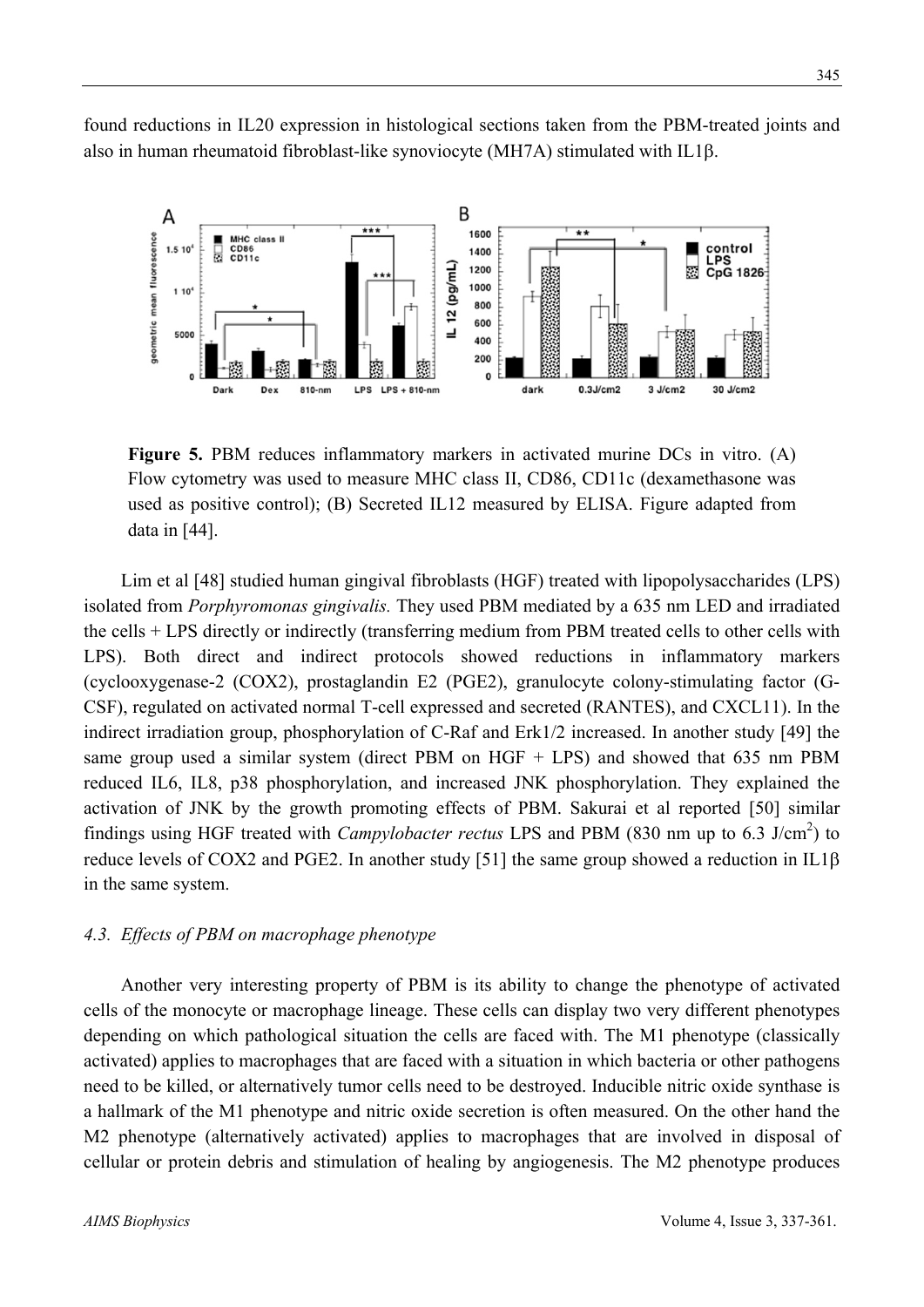found reductions in IL20 expression in histological sections taken from the PBM-treated joints and also in human rheumatoid fibroblast-like synoviocyte (MH7A) stimulated with IL1β.

**Figure 5.** PBM reduces inflammatory markers in activated murine DCs in vitro. (A) Flow cytometry was used to measure MHC class II, CD86, CD11c (dexamethasone was used as positive control); (B) Secreted IL12 measured by ELISA. Figure adapted from data in [44].

Lim et al [48] studied human gingival fibroblasts (HGF) treated with lipopolysaccharides (LPS) isolated from *Porphyromonas gingivalis.* They used PBM mediated by a 635 nm LED and irradiated the cells + LPS directly or indirectly (transferring medium from PBM treated cells to other cells with LPS). Both direct and indirect protocols showed reductions in inflammatory markers (cyclooxygenase-2 (COX2), prostaglandin E2 (PGE2), granulocyte colony-stimulating factor (G-CSF), regulated on activated normal T-cell expressed and secreted (RANTES), and CXCL11). In the indirect irradiation group, phosphorylation of C-Raf and Erk1/2 increased. In another study [49] the same group used a similar system (direct PBM on HGF + LPS) and showed that 635 nm PBM reduced IL6, IL8, p38 phosphorylation, and increased JNK phosphorylation. They explained the activation of JNK by the growth promoting effects of PBM. Sakurai et al reported [50] similar findings using HGF treated with *Campylobacter rectus* LPS and PBM (830 nm up to 6.3 J/cm$^2$) to reduce levels of COX2 and PGE2. In another study [51] the same group showed a reduction in IL1β in the same system.

### 4.3. Effects of PBM on macrophage phenotype

Another very interesting property of PBM is its ability to change the phenotype of activated cells of the monocyte or macrophage lineage. These cells can display two very different phenotypes depending on which pathological situation the cells are faced with. The M1 phenotype (classically activated) applies to macrophages that are faced with a situation in which bacteria or other pathogens need to be killed, or alternatively tumor cells need to be destroyed. Inducible nitric oxide synthase is a hallmark of the M1 phenotype and nitric oxide secretion is often measured. On the other hand the M2 phenotype (alternatively activated) applies to macrophages that are involved in disposal of cellular or protein debris and stimulation of healing by angiogenesis. The M2 phenotype produces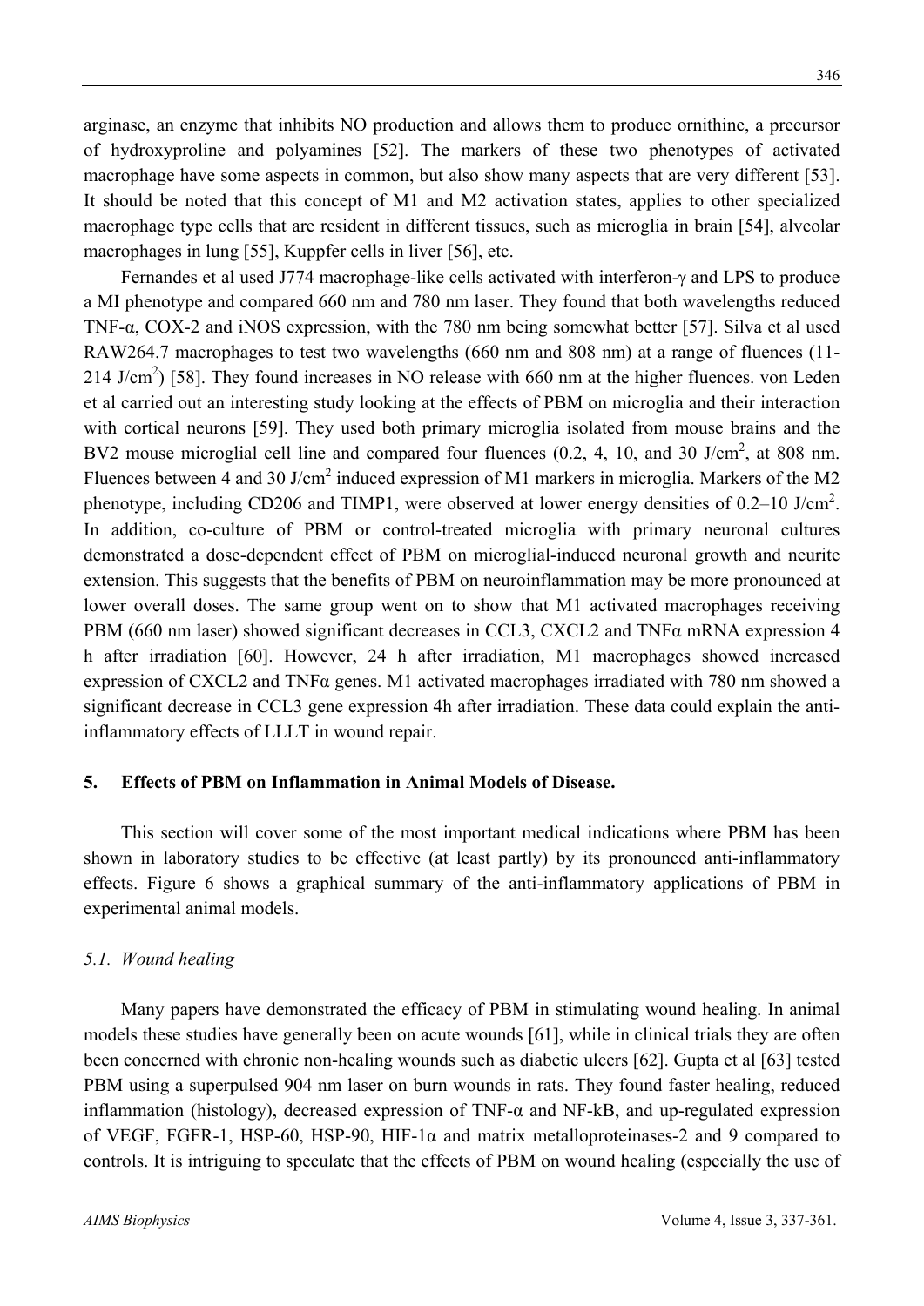arginase, an enzyme that inhibits NO production and allows them to produce ornithine, a precursor of hydroxyproline and polyamines [52]. The markers of these two phenotypes of activated macrophage have some aspects in common, but also show many aspects that are very different [53]. It should be noted that this concept of M1 and M2 activation states, applies to other specialized macrophage type cells that are resident in different tissues, such as microglia in brain [54], alveolar macrophages in lung [55], Kuppfer cells in liver [56], etc.

Fernandes et al used J774 macrophage-like cells activated with interferon-γ and LPS to produce a MI phenotype and compared 660 nm and 780 nm laser. They found that both wavelengths reduced TNF-α, COX-2 and iNOS expression, with the 780 nm being somewhat better [57]. Silva et al used RAW264.7 macrophages to test two wavelengths (660 nm and 808 nm) at a range of fluences (11-214 J/cm$^2$) [58]. They found increases in NO release with 660 nm at the higher fluences. von Leden et al carried out an interesting study looking at the effects of PBM on microglia and their interaction with cortical neurons [59]. They used both primary microglia isolated from mouse brains and the BV2 mouse microglial cell line and compared four fluences (0.2, 4, 10, and 30 J/cm$^2$, at 808 nm. Fluences between 4 and 30 J/cm$^2$ induced expression of M1 markers in microglia. Markers of the M2 phenotype, including CD206 and TIMP1, were observed at lower energy densities of 0.2–10 J/cm$^2$. In addition, co-culture of PBM or control-treated microglia with primary neuronal cultures demonstrated a dose-dependent effect of PBM on microglial-induced neuronal growth and neurite extension. This suggests that the benefits of PBM on neuroinflammation may be more pronounced at lower overall doses. The same group went on to show that M1 activated macrophages receiving PBM (660 nm laser) showed significant decreases in CCL3, CXCL2 and TNFα mRNA expression 4 h after irradiation [60]. However, 24 h after irradiation, M1 macrophages showed increased expression of CXCL2 and TNFα genes. M1 activated macrophages irradiated with 780 nm showed a significant decrease in CCL3 gene expression 4h after irradiation. These data could explain the anti-inflammatory effects of LLLT in wound repair.

## 5. Effects of PBM on Inflammation in Animal Models of Disease.

This section will cover some of the most important medical indications where PBM has been shown in laboratory studies to be effective (at least partly) by its pronounced anti-inflammatory effects. Figure 6 shows a graphical summary of the anti-inflammatory applications of PBM in experimental animal models.

### *5.1. Wound healing*

Many papers have demonstrated the efficacy of PBM in stimulating wound healing. In animal models these studies have generally been on acute wounds [61], while in clinical trials they are often been concerned with chronic non-healing wounds such as diabetic ulcers [62]. Gupta et al [63] tested PBM using a superpulsed 904 nm laser on burn wounds in rats. They found faster healing, reduced inflammation (histology), decreased expression of TNF-α and NF-kB, and up-regulated expression of VEGF, FGFR-1, HSP-60, HSP-90, HIF-1α and matrix metalloproteinases-2 and 9 compared to controls. It is intriguing to speculate that the effects of PBM on wound healing (especially the use of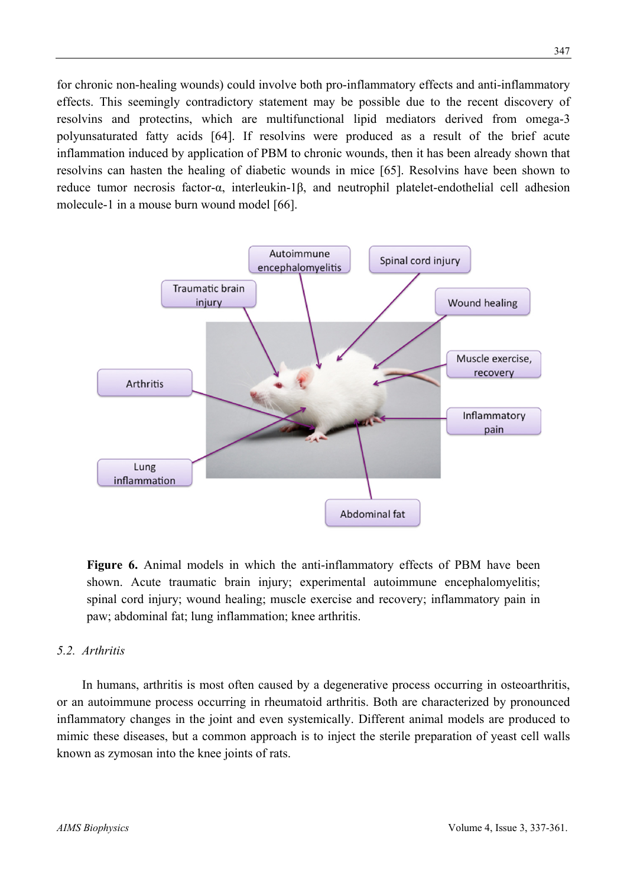for chronic non-healing wounds) could involve both pro-inflammatory effects and anti-inflammatory effects. This seemingly contradictory statement may be possible due to the recent discovery of resolvins and protectins, which are multifunctional lipid mediators derived from omega-3 polyunsaturated fatty acids [64]. If resolvins were produced as a result of the brief acute inflammation induced by application of PBM to chronic wounds, then it has been already shown that resolvins can hasten the healing of diabetic wounds in mice [65]. Resolvins have been shown to reduce tumor necrosis factor-α, interleukin-1β, and neutrophil platelet-endothelial cell adhesion molecule-1 in a mouse burn wound model [66].

**Figure 6.** Animal models in which the anti-inflammatory effects of PBM have been shown. Acute traumatic brain injury; experimental autoimmune encephalomyelitis; spinal cord injury; wound healing; muscle exercise and recovery; inflammatory pain in paw; abdominal fat; lung inflammation; knee arthritis.

### *5.2. Arthritis*

In humans, arthritis is most often caused by a degenerative process occurring in osteoarthritis, or an autoimmune process occurring in rheumatoid arthritis. Both are characterized by pronounced inflammatory changes in the joint and even systemically. Different animal models are produced to mimic these diseases, but a common approach is to inject the sterile preparation of yeast cell walls known as zymosan into the knee joints of rats.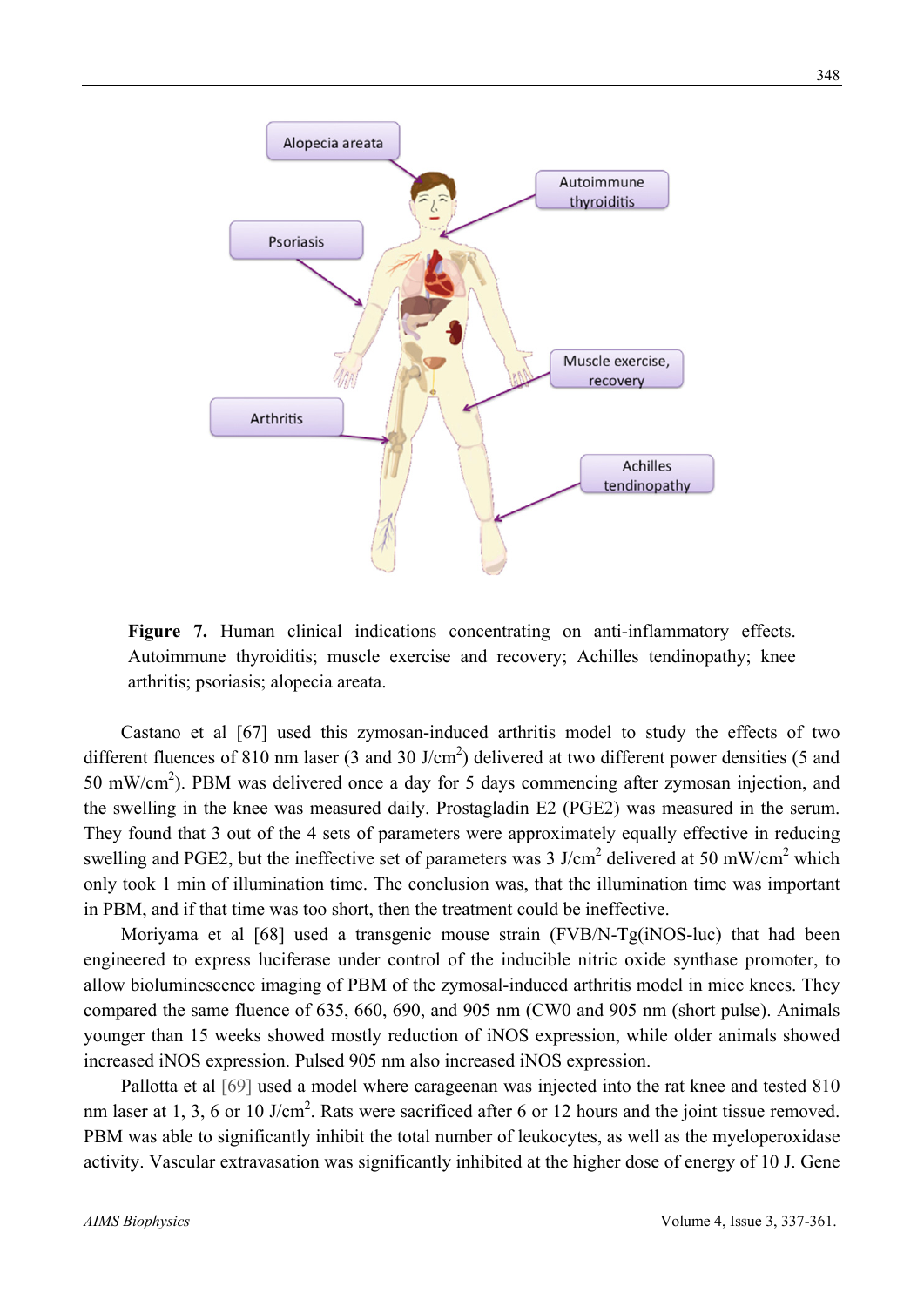**Figure 7.** Human clinical indications concentrating on anti-inflammatory effects. Autoimmune thyroiditis; muscle exercise and recovery; Achilles tendinopathy; knee arthritis; psoriasis; alopecia areata.

Castano et al [67] used this zymosan-induced arthritis model to study the effects of two different fluences of 810 nm laser (3 and 30 J/cm$^2$) delivered at two different power densities (5 and 50 mW/cm$^2$). PBM was delivered once a day for 5 days commencing after zymosan injection, and the swelling in the knee was measured daily. Prostagladin E2 (PGE2) was measured in the serum. They found that 3 out of the 4 sets of parameters were approximately equally effective in reducing swelling and PGE2, but the ineffective set of parameters was 3 J/cm$^2$ delivered at 50 mW/cm$^2$ which only took 1 min of illumination time. The conclusion was, that the illumination time was important in PBM, and if that time was too short, then the treatment could be ineffective.

Moriyama et al [68] used a transgenic mouse strain (FVB/N-Tg(iNOS-luc) that had been engineered to express luciferase under control of the inducible nitric oxide synthase promoter, to allow bioluminescence imaging of PBM of the zymosal-induced arthritis model in mice knees. They compared the same fluence of 635, 660, 690, and 905 nm (CW0 and 905 nm (short pulse). Animals younger than 15 weeks showed mostly reduction of iNOS expression, while older animals showed increased iNOS expression. Pulsed 905 nm also increased iNOS expression.

Pallotta et al [69] used a model where carageenan was injected into the rat knee and tested 810 nm laser at 1, 3, 6 or 10 J/cm$^2$. Rats were sacrificed after 6 or 12 hours and the joint tissue removed. PBM was able to significantly inhibit the total number of leukocytes, as well as the myeloperoxidase activity. Vascular extravasation was significantly inhibited at the higher dose of energy of 10 J. Gene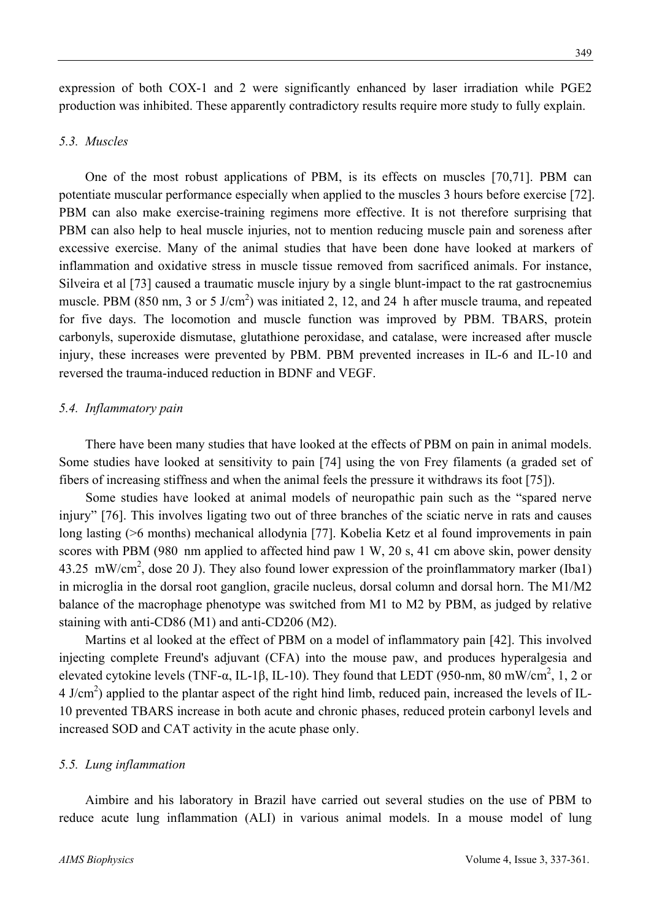expression of both COX-1 and 2 were significantly enhanced by laser irradiation while PGE2 production was inhibited. These apparently contradictory results require more study to fully explain.

### *5.3. Muscles*

One of the most robust applications of PBM, is its effects on muscles [70,71]. PBM can potentiate muscular performance especially when applied to the muscles 3 hours before exercise [72]. PBM can also make exercise-training regimens more effective. It is not therefore surprising that PBM can also help to heal muscle injuries, not to mention reducing muscle pain and soreness after excessive exercise. Many of the animal studies that have been done have looked at markers of inflammation and oxidative stress in muscle tissue removed from sacrificed animals. For instance, Silveira et al [73] caused a traumatic muscle injury by a single blunt-impact to the rat gastrocnemius muscle. PBM (850 nm, 3 or 5 J/cm$^2$) was initiated 2, 12, and 24 h after muscle trauma, and repeated for five days. The locomotion and muscle function was improved by PBM. TBARS, protein carbonyls, superoxide dismutase, glutathione peroxidase, and catalase, were increased after muscle injury, these increases were prevented by PBM. PBM prevented increases in IL-6 and IL-10 and reversed the trauma-induced reduction in BDNF and VEGF.

### *5.4. Inflammatory pain*

There have been many studies that have looked at the effects of PBM on pain in animal models. Some studies have looked at sensitivity to pain [74] using the von Frey filaments (a graded set of fibers of increasing stiffness and when the animal feels the pressure it withdraws its foot [75]).

Some studies have looked at animal models of neuropathic pain such as the "spared nerve injury" [76]. This involves ligating two out of three branches of the sciatic nerve in rats and causes long lasting (>6 months) mechanical allodynia [77]. Kobelia Ketz et al found improvements in pain scores with PBM (980 nm applied to affected hind paw 1 W, 20 s, 41 cm above skin, power density 43.25 mW/cm$^2$, dose 20 J). They also found lower expression of the proinflammatory marker (Iba1) in microglia in the dorsal root ganglion, gracile nucleus, dorsal column and dorsal horn. The M1/M2 balance of the macrophage phenotype was switched from M1 to M2 by PBM, as judged by relative staining with anti-CD86 (M1) and anti-CD206 (M2).

Martins et al looked at the effect of PBM on a model of inflammatory pain [42]. This involved injecting complete Freund's adjuvant (CFA) into the mouse paw, and produces hyperalgesia and elevated cytokine levels (TNF-α, IL-1β, IL-10). They found that LEDT (950-nm, 80 mW/cm$^2$, 1, 2 or 4 J/cm$^2$) applied to the plantar aspect of the right hind limb, reduced pain, increased the levels of IL-10 prevented TBARS increase in both acute and chronic phases, reduced protein carbonyl levels and increased SOD and CAT activity in the acute phase only.

### *5.5. Lung inflammation*

Aimbire and his laboratory in Brazil have carried out several studies on the use of PBM to reduce acute lung inflammation (ALI) in various animal models. In a mouse model of lung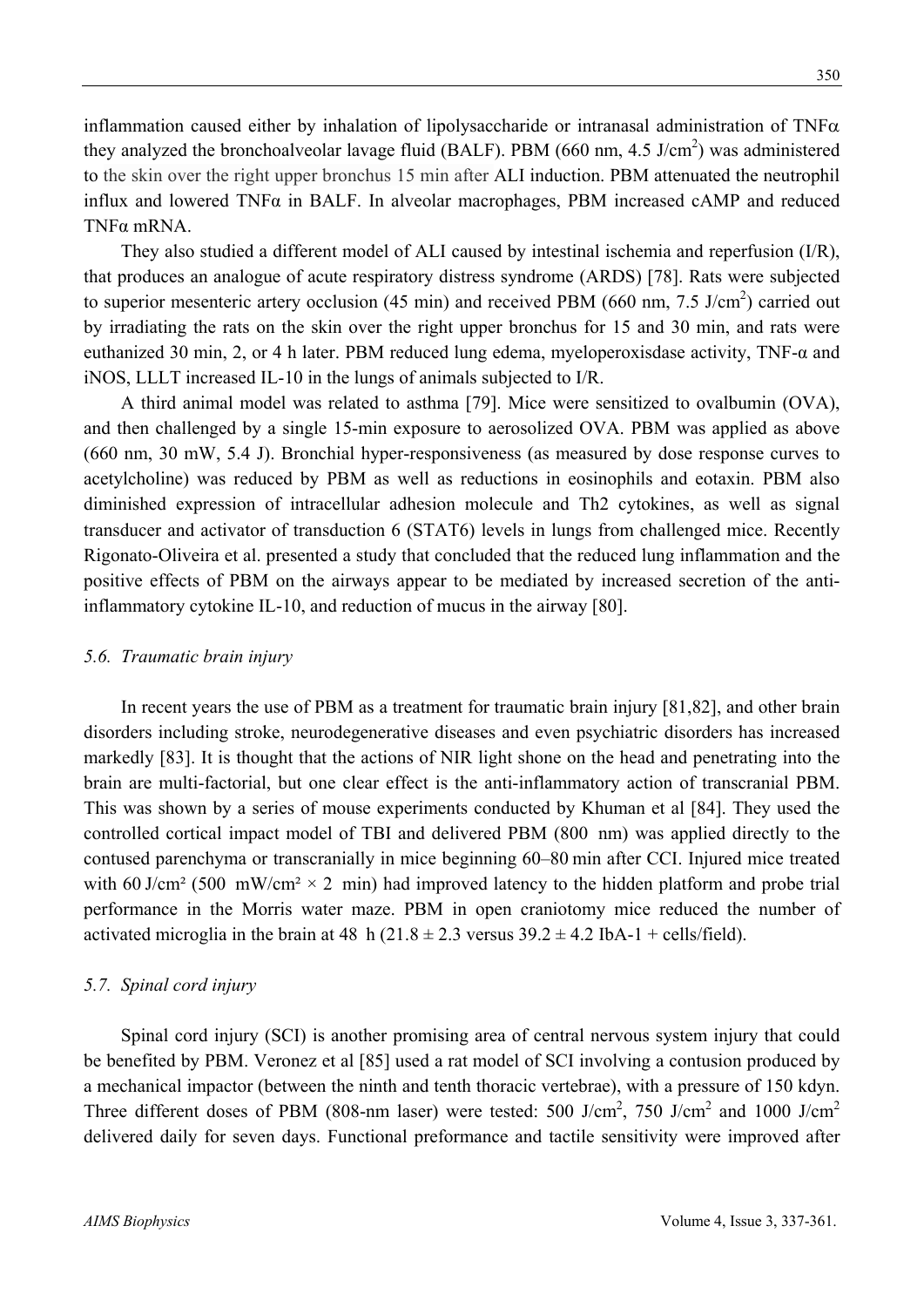inflammation caused either by inhalation of lipolysaccharide or intranasal administration of TNFα they analyzed the bronchoalveolar lavage fluid (BALF). PBM (660 nm, 4.5 J/cm$^2$) was administered to the skin over the right upper bronchus 15 min after ALI induction. PBM attenuated the neutrophil influx and lowered TNFα in BALF. In alveolar macrophages, PBM increased cAMP and reduced TNFα mRNA.

They also studied a different model of ALI caused by intestinal ischemia and reperfusion (I/R), that produces an analogue of acute respiratory distress syndrome (ARDS) [78]. Rats were subjected to superior mesenteric artery occlusion (45 min) and received PBM (660 nm, 7.5 J/cm$^2$) carried out by irradiating the rats on the skin over the right upper bronchus for 15 and 30 min, and rats were euthanized 30 min, 2, or 4 h later. PBM reduced lung edema, myeloperoxisdase activity, TNF-α and iNOS, LLLT increased IL-10 in the lungs of animals subjected to I/R.

A third animal model was related to asthma [79]. Mice were sensitized to ovalbumin (OVA), and then challenged by a single 15-min exposure to aerosolized OVA. PBM was applied as above (660 nm, 30 mW, 5.4 J). Bronchial hyper-responsiveness (as measured by dose response curves to acetylcholine) was reduced by PBM as well as reductions in eosinophils and eotaxin. PBM also diminished expression of intracellular adhesion molecule and Th2 cytokines, as well as signal transducer and activator of transduction 6 (STAT6) levels in lungs from challenged mice. Recently Rigonato-Oliveira et al. presented a study that concluded that the reduced lung inflammation and the positive effects of PBM on the airways appear to be mediated by increased secretion of the anti-inflammatory cytokine IL-10, and reduction of mucus in the airway [80].

### *5.6. Traumatic brain injury*

In recent years the use of PBM as a treatment for traumatic brain injury [81,82], and other brain disorders including stroke, neurodegenerative diseases and even psychiatric disorders has increased markedly [83]. It is thought that the actions of NIR light shone on the head and penetrating into the brain are multi-factorial, but one clear effect is the anti-inflammatory action of transcranial PBM. This was shown by a series of mouse experiments conducted by Khuman et al [84]. They used the controlled cortical impact model of TBI and delivered PBM (800 nm) was applied directly to the contused parenchyma or transcranially in mice beginning 60–80 min after CCI. Injured mice treated with 60 J/cm² (500 mW/cm² × 2 min) had improved latency to the hidden platform and probe trial performance in the Morris water maze. PBM in open craniotomy mice reduced the number of activated microglia in the brain at 48 h (21.8 ± 2.3 versus 39.2 ± 4.2 IbA-1 + cells/field).

### *5.7. Spinal cord injury*

Spinal cord injury (SCI) is another promising area of central nervous system injury that could be benefited by PBM. Veronez et al [85] used a rat model of SCI involving a contusion produced by a mechanical impactor (between the ninth and tenth thoracic vertebrae), with a pressure of 150 kdyn. Three different doses of PBM (808-nm laser) were tested: 500 J/cm$^2$, 750 J/cm$^2$ and 1000 J/cm$^2$ delivered daily for seven days. Functional preformance and tactile sensitivity were improved after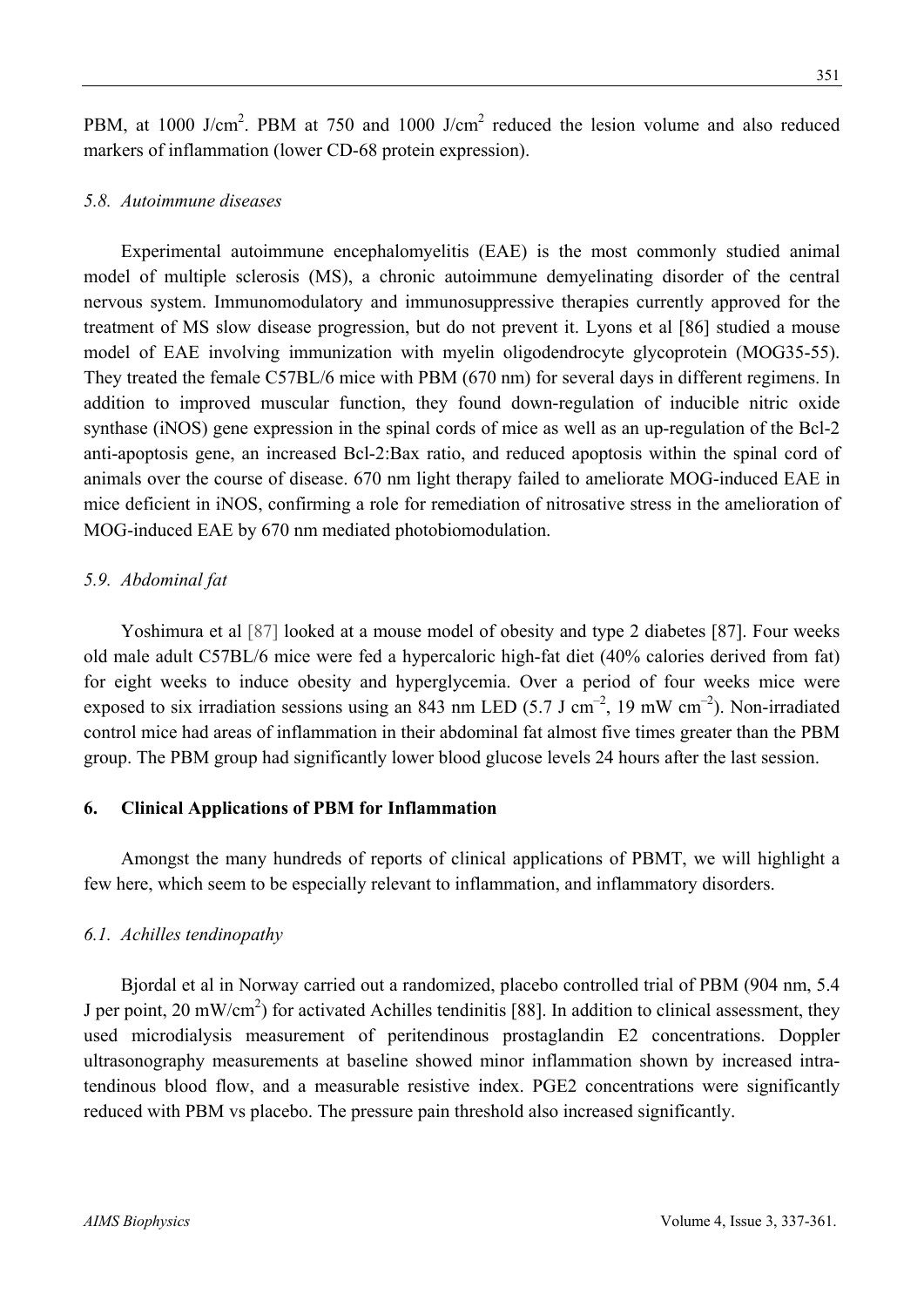PBM, at 1000 J/cm$^2$. PBM at 750 and 1000 J/cm$^2$ reduced the lesion volume and also reduced markers of inflammation (lower CD-68 protein expression).

### *5.8. Autoimmune diseases*

Experimental autoimmune encephalomyelitis (EAE) is the most commonly studied animal model of multiple sclerosis (MS), a chronic autoimmune demyelinating disorder of the central nervous system. Immunomodulatory and immunosuppressive therapies currently approved for the treatment of MS slow disease progression, but do not prevent it. Lyons et al [86] studied a mouse model of EAE involving immunization with myelin oligodendrocyte glycoprotein (MOG35-55). They treated the female C57BL/6 mice with PBM (670 nm) for several days in different regimens. In addition to improved muscular function, they found down-regulation of inducible nitric oxide synthase (iNOS) gene expression in the spinal cords of mice as well as an up-regulation of the Bcl-2 anti-apoptosis gene, an increased Bcl-2:Bax ratio, and reduced apoptosis within the spinal cord of animals over the course of disease. 670 nm light therapy failed to ameliorate MOG-induced EAE in mice deficient in iNOS, confirming a role for remediation of nitrosative stress in the amelioration of MOG-induced EAE by 670 nm mediated photobiomodulation.

### *5.9. Abdominal fat*

Yoshimura et al [87] looked at a mouse model of obesity and type 2 diabetes [87]. Four weeks old male adult C57BL/6 mice were fed a hypercaloric high-fat diet (40% calories derived from fat) for eight weeks to induce obesity and hyperglycemia. Over a period of four weeks mice were exposed to six irradiation sessions using an 843 nm LED (5.7 J cm$^{-2}$, 19 mW cm$^{-2}$). Non-irradiated control mice had areas of inflammation in their abdominal fat almost five times greater than the PBM group. The PBM group had significantly lower blood glucose levels 24 hours after the last session.

## 6. Clinical Applications of PBM for Inflammation

Amongst the many hundreds of reports of clinical applications of PBMT, we will highlight a few here, which seem to be especially relevant to inflammation, and inflammatory disorders.

### *6.1. Achilles tendinopathy*

Bjordal et al in Norway carried out a randomized, placebo controlled trial of PBM (904 nm, 5.4 J per point, 20 mW/cm$^2$) for activated Achilles tendinitis [88]. In addition to clinical assessment, they used microdialysis measurement of peritendinous prostaglandin E2 concentrations. Doppler ultrasonography measurements at baseline showed minor inflammation shown by increased intra-tendinous blood flow, and a measurable resistive index. PGE2 concentrations were significantly reduced with PBM vs placebo. The pressure pain threshold also increased significantly.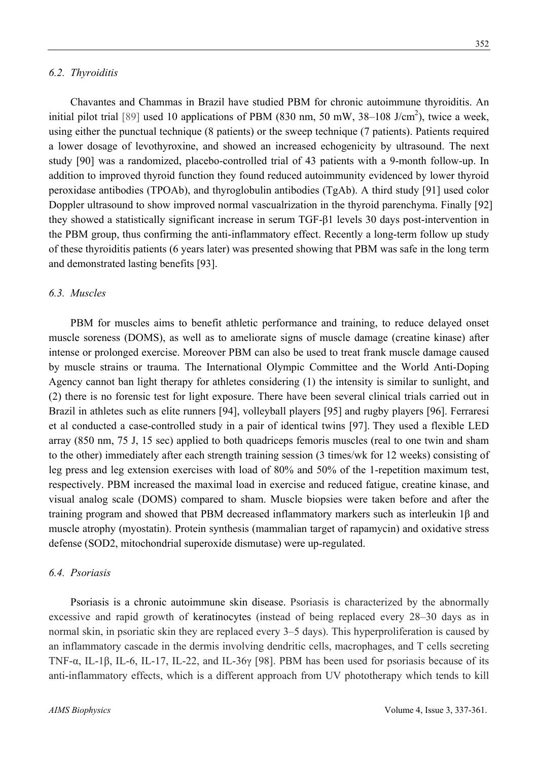### *6.2. Thyroiditis*

Chavantes and Chammas in Brazil have studied PBM for chronic autoimmune thyroiditis. An initial pilot trial [89] used 10 applications of PBM (830 nm, 50 mW, 38–108 J/cm$^2$), twice a week, using either the punctual technique (8 patients) or the sweep technique (7 patients). Patients required a lower dosage of levothyroxine, and showed an increased echogenicity by ultrasound. The next study [90] was a randomized, placebo-controlled trial of 43 patients with a 9-month follow-up. In addition to improved thyroid function they found reduced autoimmunity evidenced by lower thyroid peroxidase antibodies (TPOAb), and thyroglobulin antibodies (TgAb). A third study [91] used color Doppler ultrasound to show improved normal vascualrization in the thyroid parenchyma. Finally [92] they showed a statistically significant increase in serum TGF-β1 levels 30 days post-intervention in the PBM group, thus confirming the anti-inflammatory effect. Recently a long-term follow up study of these thyroiditis patients (6 years later) was presented showing that PBM was safe in the long term and demonstrated lasting benefits [93].

### *6.3. Muscles*

PBM for muscles aims to benefit athletic performance and training, to reduce delayed onset muscle soreness (DOMS), as well as to ameliorate signs of muscle damage (creatine kinase) after intense or prolonged exercise. Moreover PBM can also be used to treat frank muscle damage caused by muscle strains or trauma. The International Olympic Committee and the World Anti-Doping Agency cannot ban light therapy for athletes considering (1) the intensity is similar to sunlight, and (2) there is no forensic test for light exposure. There have been several clinical trials carried out in Brazil in athletes such as elite runners [94], volleyball players [95] and rugby players [96]. Ferraresi et al conducted a case-controlled study in a pair of identical twins [97]. They used a flexible LED array (850 nm, 75 J, 15 sec) applied to both quadriceps femoris muscles (real to one twin and sham to the other) immediately after each strength training session (3 times/wk for 12 weeks) consisting of leg press and leg extension exercises with load of 80% and 50% of the 1-repetition maximum test, respectively. PBM increased the maximal load in exercise and reduced fatigue, creatine kinase, and visual analog scale (DOMS) compared to sham. Muscle biopsies were taken before and after the training program and showed that PBM decreased inflammatory markers such as interleukin 1β and muscle atrophy (myostatin). Protein synthesis (mammalian target of rapamycin) and oxidative stress defense (SOD2, mitochondrial superoxide dismutase) were up-regulated.

### *6.4. Psoriasis*

Psoriasis is a chronic autoimmune skin disease. Psoriasis is characterized by the abnormally excessive and rapid growth of keratinocytes (instead of being replaced every 28–30 days as in normal skin, in psoriatic skin they are replaced every 3–5 days). This hyperproliferation is caused by an inflammatory cascade in the dermis involving dendritic cells, macrophages, and T cells secreting TNF-α, IL-1β, IL-6, IL-17, IL-22, and IL-36γ [98]. PBM has been used for psoriasis because of its anti-inflammatory effects, which is a different approach from UV phototherapy which tends to kill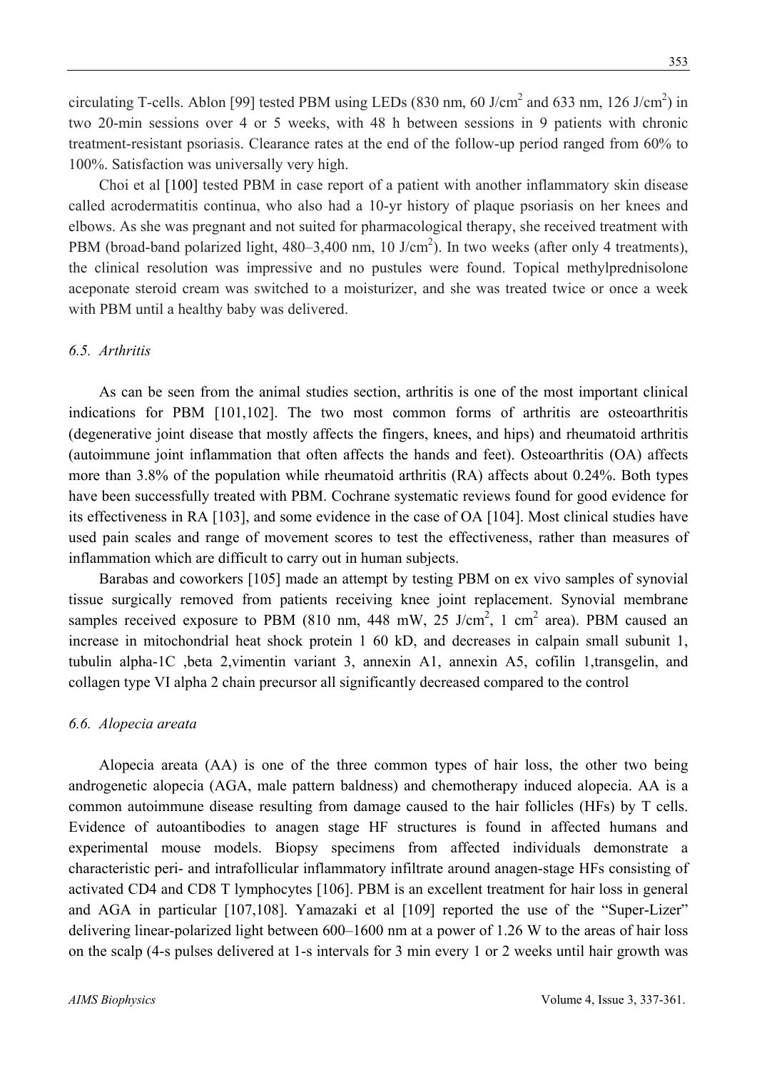circulating T-cells. Ablon [99] tested PBM using LEDs (830 nm, 60 J/cm$^2$ and 633 nm, 126 J/cm$^2$) in two 20-min sessions over 4 or 5 weeks, with 48 h between sessions in 9 patients with chronic treatment-resistant psoriasis. Clearance rates at the end of the follow-up period ranged from 60% to 100%. Satisfaction was universally very high.

Choi et al [100] tested PBM in case report of a patient with another inflammatory skin disease called acrodermatitis continua, who also had a 10-yr history of plaque psoriasis on her knees and elbows. As she was pregnant and not suited for pharmacological therapy, she received treatment with PBM (broad-band polarized light, 480–3,400 nm, 10 J/cm$^2$). In two weeks (after only 4 treatments), the clinical resolution was impressive and no pustules were found. Topical methylprednisolone aceponate steroid cream was switched to a moisturizer, and she was treated twice or once a week with PBM until a healthy baby was delivered.

### 6.5. Arthritis

As can be seen from the animal studies section, arthritis is one of the most important clinical indications for PBM [101,102]. The two most common forms of arthritis are osteoarthritis (degenerative joint disease that mostly affects the fingers, knees, and hips) and rheumatoid arthritis (autoimmune joint inflammation that often affects the hands and feet). Osteoarthritis (OA) affects more than 3.8% of the population while rheumatoid arthritis (RA) affects about 0.24%. Both types have been successfully treated with PBM. Cochrane systematic reviews found for good evidence for its effectiveness in RA [103], and some evidence in the case of OA [104]. Most clinical studies have used pain scales and range of movement scores to test the effectiveness, rather than measures of inflammation which are difficult to carry out in human subjects.

Barabas and coworkers [105] made an attempt by testing PBM on ex vivo samples of synovial tissue surgically removed from patients receiving knee joint replacement. Synovial membrane samples received exposure to PBM (810 nm, 448 mW, 25 J/cm$^2$, 1 cm$^2$ area). PBM caused an increase in mitochondrial heat shock protein 1 60 kD, and decreases in calpain small subunit 1, tubulin alpha-1C ,beta 2,vimentin variant 3, annexin A1, annexin A5, cofilin 1,transgelin, and collagen type VI alpha 2 chain precursor all significantly decreased compared to the control

### 6.6. Alopecia areata

Alopecia areata (AA) is one of the three common types of hair loss, the other two being androgenetic alopecia (AGA, male pattern baldness) and chemotherapy induced alopecia. AA is a common autoimmune disease resulting from damage caused to the hair follicles (HFs) by T cells. Evidence of autoantibodies to anagen stage HF structures is found in affected humans and experimental mouse models. Biopsy specimens from affected individuals demonstrate a characteristic peri- and intrafollicular inflammatory infiltrate around anagen-stage HFs consisting of activated CD4 and CD8 T lymphocytes [106]. PBM is an excellent treatment for hair loss in general and AGA in particular [107,108]. Yamazaki et al [109] reported the use of the "Super-Lizer" delivering linear-polarized light between 600–1600 nm at a power of 1.26 W to the areas of hair loss on the scalp (4-s pulses delivered at 1-s intervals for 3 min every 1 or 2 weeks until hair growth was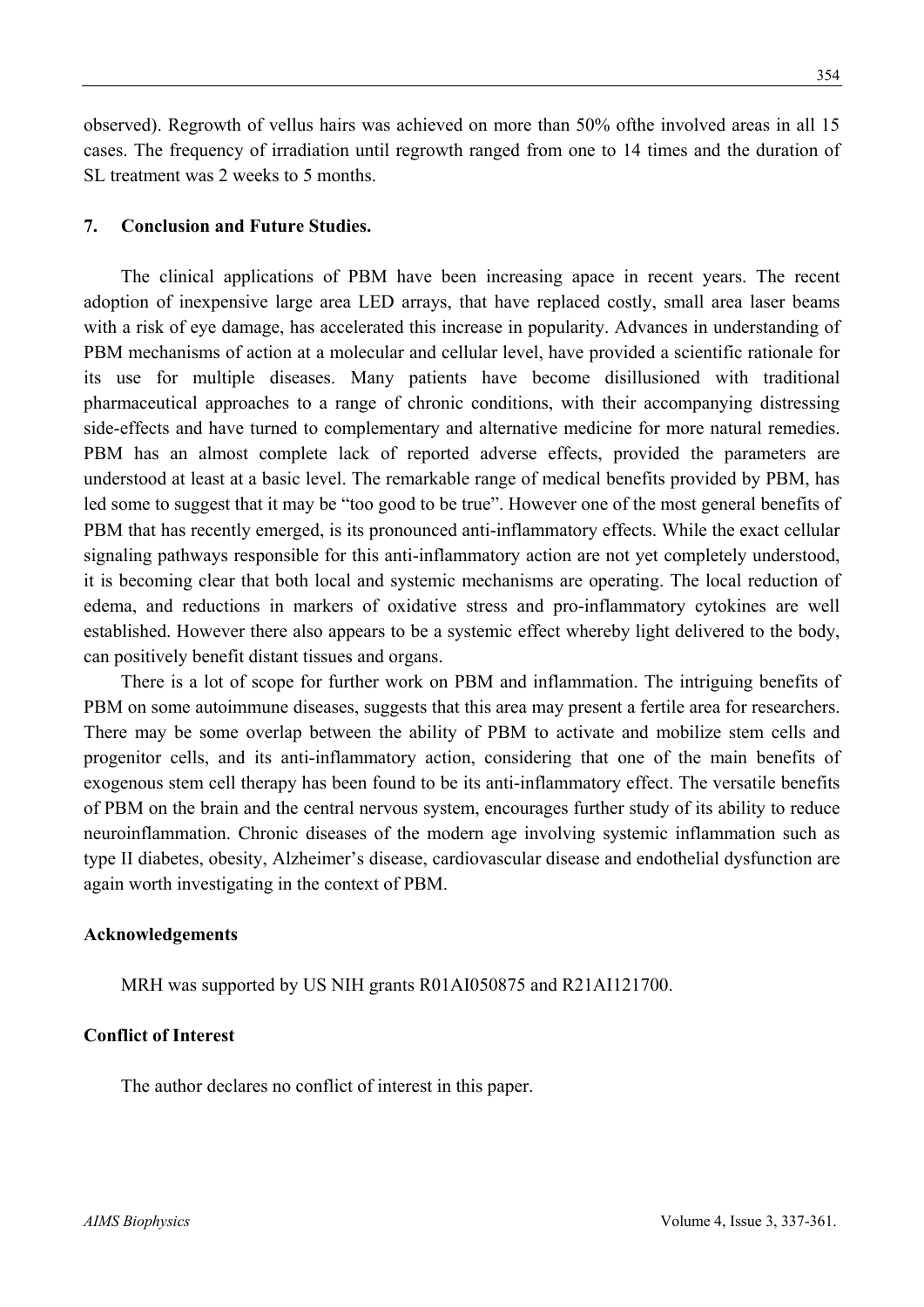observed). Regrowth of vellus hairs was achieved on more than 50% ofthe involved areas in all 15 cases. The frequency of irradiation until regrowth ranged from one to 14 times and the duration of SL treatment was 2 weeks to 5 months.

## 7. Conclusion and Future Studies.

The clinical applications of PBM have been increasing apace in recent years. The recent adoption of inexpensive large area LED arrays, that have replaced costly, small area laser beams with a risk of eye damage, has accelerated this increase in popularity. Advances in understanding of PBM mechanisms of action at a molecular and cellular level, have provided a scientific rationale for its use for multiple diseases. Many patients have become disillusioned with traditional pharmaceutical approaches to a range of chronic conditions, with their accompanying distressing side-effects and have turned to complementary and alternative medicine for more natural remedies. PBM has an almost complete lack of reported adverse effects, provided the parameters are understood at least at a basic level. The remarkable range of medical benefits provided by PBM, has led some to suggest that it may be "too good to be true". However one of the most general benefits of PBM that has recently emerged, is its pronounced anti-inflammatory effects. While the exact cellular signaling pathways responsible for this anti-inflammatory action are not yet completely understood, it is becoming clear that both local and systemic mechanisms are operating. The local reduction of edema, and reductions in markers of oxidative stress and pro-inflammatory cytokines are well established. However there also appears to be a systemic effect whereby light delivered to the body, can positively benefit distant tissues and organs.

There is a lot of scope for further work on PBM and inflammation. The intriguing benefits of PBM on some autoimmune diseases, suggests that this area may present a fertile area for researchers. There may be some overlap between the ability of PBM to activate and mobilize stem cells and progenitor cells, and its anti-inflammatory action, considering that one of the main benefits of exogenous stem cell therapy has been found to be its anti-inflammatory effect. The versatile benefits of PBM on the brain and the central nervous system, encourages further study of its ability to reduce neuroinflammation. Chronic diseases of the modern age involving systemic inflammation such as type II diabetes, obesity, Alzheimer's disease, cardiovascular disease and endothelial dysfunction are again worth investigating in the context of PBM.

## Acknowledgements

MRH was supported by US NIH grants R01AI050875 and R21AI121700.

## Conflict of Interest

The author declares no conflict of interest in this paper.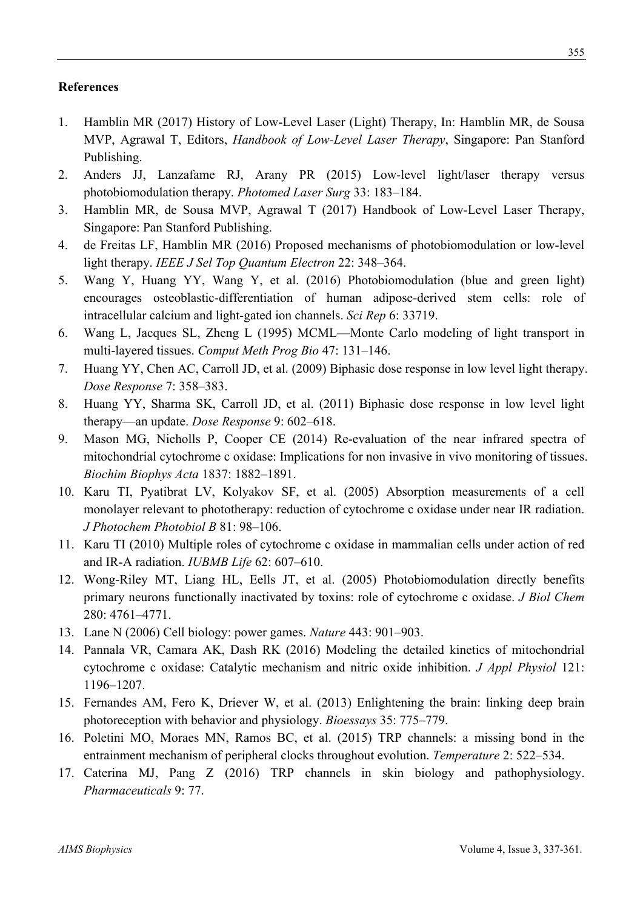**References**

1. Hamblin MR (2017) History of Low-Level Laser (Light) Therapy, In: Hamblin MR, de Sousa MVP, Agrawal T, Editors, *Handbook of Low-Level Laser Therapy*, Singapore: Pan Stanford Publishing.
2. Anders JJ, Lanzafame RJ, Arany PR (2015) Low-level light/laser therapy versus photobiomodulation therapy. *Photomed Laser Surg* 33: 183–184.
3. Hamblin MR, de Sousa MVP, Agrawal T (2017) Handbook of Low-Level Laser Therapy, Singapore: Pan Stanford Publishing.
4. de Freitas LF, Hamblin MR (2016) Proposed mechanisms of photobiomodulation or low-level light therapy. *IEEE J Sel Top Quantum Electron* 22: 348–364.
5. Wang Y, Huang YY, Wang Y, et al. (2016) Photobiomodulation (blue and green light) encourages osteoblastic-differentiation of human adipose-derived stem cells: role of intracellular calcium and light-gated ion channels. *Sci Rep* 6: 33719.
6. Wang L, Jacques SL, Zheng L (1995) MCML—Monte Carlo modeling of light transport in multi-layered tissues. *Comput Meth Prog Bio* 47: 131–146.
7. Huang YY, Chen AC, Carroll JD, et al. (2009) Biphasic dose response in low level light therapy. *Dose Response* 7: 358–383.
8. Huang YY, Sharma SK, Carroll JD, et al. (2011) Biphasic dose response in low level light therapy—an update. *Dose Response* 9: 602–618.
9. Mason MG, Nicholls P, Cooper CE (2014) Re-evaluation of the near infrared spectra of mitochondrial cytochrome c oxidase: Implications for non invasive in vivo monitoring of tissues. *Biochim Biophys Acta* 1837: 1882–1891.
10. Karu TI, Pyatibrat LV, Kolyakov SF, et al. (2005) Absorption measurements of a cell monolayer relevant to phototherapy: reduction of cytochrome c oxidase under near IR radiation. *J Photochem Photobiol B* 81: 98–106.
11. Karu TI (2010) Multiple roles of cytochrome c oxidase in mammalian cells under action of red and IR-A radiation. *IUBMB Life* 62: 607–610.
12. Wong-Riley MT, Liang HL, Eells JT, et al. (2005) Photobiomodulation directly benefits primary neurons functionally inactivated by toxins: role of cytochrome c oxidase. *J Biol Chem* 280: 4761–4771.
13. Lane N (2006) Cell biology: power games. *Nature* 443: 901–903.
14. Pannala VR, Camara AK, Dash RK (2016) Modeling the detailed kinetics of mitochondrial cytochrome c oxidase: Catalytic mechanism and nitric oxide inhibition. *J Appl Physiol* 121: 1196–1207.
15. Fernandes AM, Fero K, Driever W, et al. (2013) Enlightening the brain: linking deep brain photoreception with behavior and physiology. *Bioessays* 35: 775–779.
16. Poletini MO, Moraes MN, Ramos BC, et al. (2015) TRP channels: a missing bond in the entrainment mechanism of peripheral clocks throughout evolution. *Temperature* 2: 522–534.
17. Caterina MJ, Pang Z (2016) TRP channels in skin biology and pathophysiology. *Pharmaceuticals* 9: 77.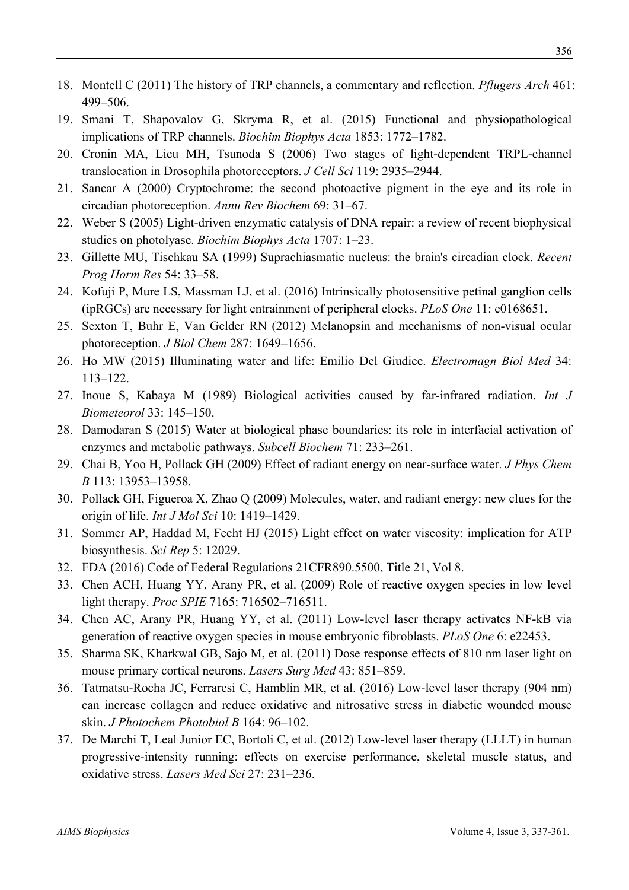18. Montell C (2011) The history of TRP channels, a commentary and reflection. *Pflugers Arch* 461: 499–506.
19. Smani T, Shapovalov G, Skryma R, et al. (2015) Functional and physiopathological implications of TRP channels. *Biochim Biophys Acta* 1853: 1772–1782.
20. Cronin MA, Lieu MH, Tsunoda S (2006) Two stages of light-dependent TRPL-channel translocation in Drosophila photoreceptors. *J Cell Sci* 119: 2935–2944.
21. Sancar A (2000) Cryptochrome: the second photoactive pigment in the eye and its role in circadian photoreception. *Annu Rev Biochem* 69: 31–67.
22. Weber S (2005) Light-driven enzymatic catalysis of DNA repair: a review of recent biophysical studies on photolyase. *Biochim Biophys Acta* 1707: 1–23.
23. Gillette MU, Tischkau SA (1999) Suprachiasmatic nucleus: the brain's circadian clock. *Recent Prog Horm Res* 54: 33–58.
24. Kofuji P, Mure LS, Massman LJ, et al. (2016) Intrinsically photosensitive petinal ganglion cells (ipRGCs) are necessary for light entrainment of peripheral clocks. *PLoS One* 11: e0168651.
25. Sexton T, Buhr E, Van Gelder RN (2012) Melanopsin and mechanisms of non-visual ocular photoreception. *J Biol Chem* 287: 1649–1656.
26. Ho MW (2015) Illuminating water and life: Emilio Del Giudice. *Electromagn Biol Med* 34: 113–122.
27. Inoue S, Kabaya M (1989) Biological activities caused by far-infrared radiation. *Int J Biometeorol* 33: 145–150.
28. Damodaran S (2015) Water at biological phase boundaries: its role in interfacial activation of enzymes and metabolic pathways. *Subcell Biochem* 71: 233–261.
29. Chai B, Yoo H, Pollack GH (2009) Effect of radiant energy on near-surface water. *J Phys Chem B* 113: 13953–13958.
30. Pollack GH, Figueroa X, Zhao Q (2009) Molecules, water, and radiant energy: new clues for the origin of life. *Int J Mol Sci* 10: 1419–1429.
31. Sommer AP, Haddad M, Fecht HJ (2015) Light effect on water viscosity: implication for ATP biosynthesis. *Sci Rep* 5: 12029.
32. FDA (2016) Code of Federal Regulations 21CFR890.5500, Title 21, Vol 8.
33. Chen ACH, Huang YY, Arany PR, et al. (2009) Role of reactive oxygen species in low level light therapy. *Proc SPIE* 7165: 716502–716511.
34. Chen AC, Arany PR, Huang YY, et al. (2011) Low-level laser therapy activates NF-kB via generation of reactive oxygen species in mouse embryonic fibroblasts. *PLoS One* 6: e22453.
35. Sharma SK, Kharkwal GB, Sajo M, et al. (2011) Dose response effects of 810 nm laser light on mouse primary cortical neurons. *Lasers Surg Med* 43: 851–859.
36. Tatmatsu-Rocha JC, Ferraresi C, Hamblin MR, et al. (2016) Low-level laser therapy (904 nm) can increase collagen and reduce oxidative and nitrosative stress in diabetic wounded mouse skin. *J Photochem Photobiol B* 164: 96–102.
37. De Marchi T, Leal Junior EC, Bortoli C, et al. (2012) Low-level laser therapy (LLLT) in human progressive-intensity running: effects on exercise performance, skeletal muscle status, and oxidative stress. *Lasers Med Sci* 27: 231–236.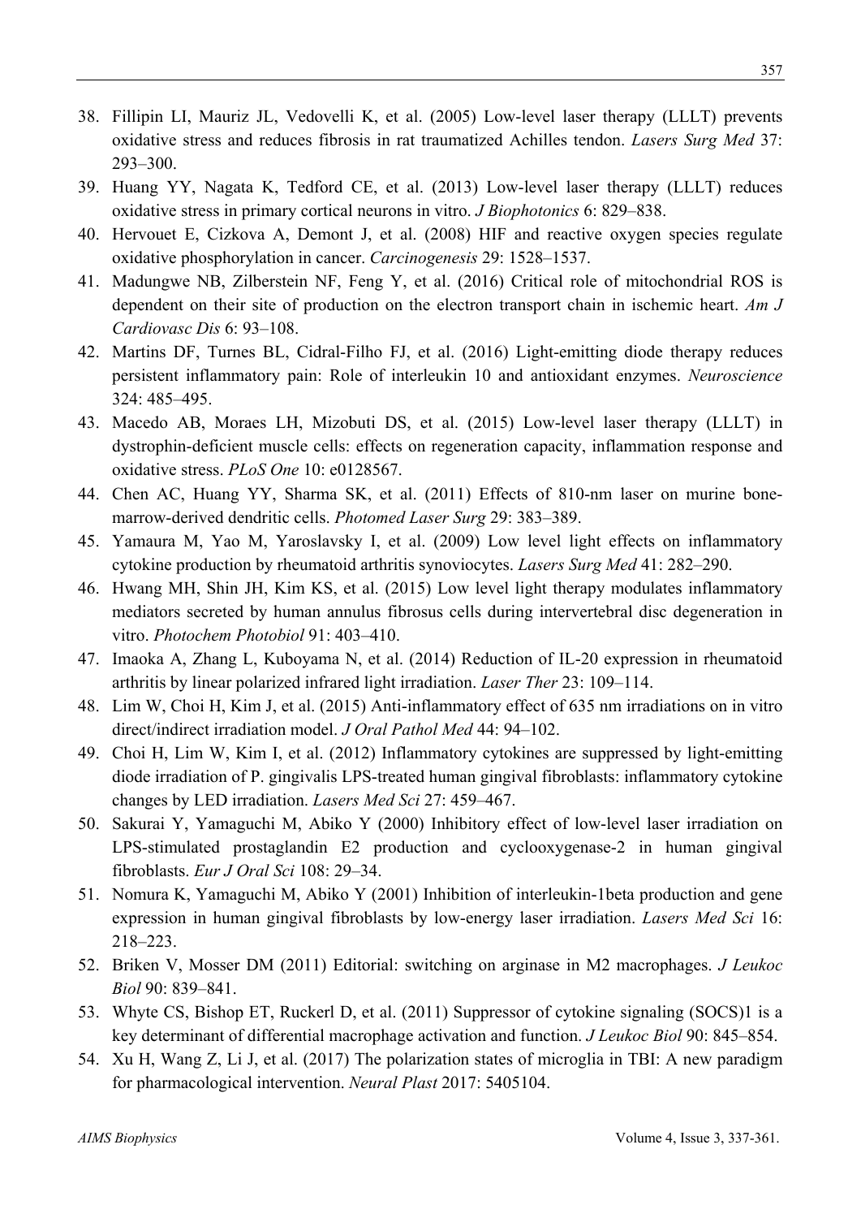38. Fillipin LI, Mauriz JL, Vedovelli K, et al. (2005) Low-level laser therapy (LLLT) prevents oxidative stress and reduces fibrosis in rat traumatized Achilles tendon. *Lasers Surg Med* 37: 293–300.
39. Huang YY, Nagata K, Tedford CE, et al. (2013) Low-level laser therapy (LLLT) reduces oxidative stress in primary cortical neurons in vitro. *J Biophotonics* 6: 829–838.
40. Hervouet E, Cizkova A, Demont J, et al. (2008) HIF and reactive oxygen species regulate oxidative phosphorylation in cancer. *Carcinogenesis* 29: 1528–1537.
41. Madungwe NB, Zilberstein NF, Feng Y, et al. (2016) Critical role of mitochondrial ROS is dependent on their site of production on the electron transport chain in ischemic heart. *Am J Cardiovasc Dis* 6: 93–108.
42. Martins DF, Turnes BL, Cidral-Filho FJ, et al. (2016) Light-emitting diode therapy reduces persistent inflammatory pain: Role of interleukin 10 and antioxidant enzymes. *Neuroscience* 324: 485–495.
43. Macedo AB, Moraes LH, Mizobuti DS, et al. (2015) Low-level laser therapy (LLLT) in dystrophin-deficient muscle cells: effects on regeneration capacity, inflammation response and oxidative stress. *PLoS One* 10: e0128567.
44. Chen AC, Huang YY, Sharma SK, et al. (2011) Effects of 810-nm laser on murine bone-marrow-derived dendritic cells. *Photomed Laser Surg* 29: 383–389.
45. Yamaura M, Yao M, Yaroslavsky I, et al. (2009) Low level light effects on inflammatory cytokine production by rheumatoid arthritis synoviocytes. *Lasers Surg Med* 41: 282–290.
46. Hwang MH, Shin JH, Kim KS, et al. (2015) Low level light therapy modulates inflammatory mediators secreted by human annulus fibrosus cells during intervertebral disc degeneration in vitro. *Photochem Photobiol* 91: 403–410.
47. Imaoka A, Zhang L, Kuboyama N, et al. (2014) Reduction of IL-20 expression in rheumatoid arthritis by linear polarized infrared light irradiation. *Laser Ther* 23: 109–114.
48. Lim W, Choi H, Kim J, et al. (2015) Anti-inflammatory effect of 635 nm irradiations on in vitro direct/indirect irradiation model. *J Oral Pathol Med* 44: 94–102.
49. Choi H, Lim W, Kim I, et al. (2012) Inflammatory cytokines are suppressed by light-emitting diode irradiation of P. gingivalis LPS-treated human gingival fibroblasts: inflammatory cytokine changes by LED irradiation. *Lasers Med Sci* 27: 459–467.
50. Sakurai Y, Yamaguchi M, Abiko Y (2000) Inhibitory effect of low-level laser irradiation on LPS-stimulated prostaglandin E2 production and cyclooxygenase-2 in human gingival fibroblasts. *Eur J Oral Sci* 108: 29–34.
51. Nomura K, Yamaguchi M, Abiko Y (2001) Inhibition of interleukin-1beta production and gene expression in human gingival fibroblasts by low-energy laser irradiation. *Lasers Med Sci* 16: 218–223.
52. Briken V, Mosser DM (2011) Editorial: switching on arginase in M2 macrophages. *J Leukoc Biol* 90: 839–841.
53. Whyte CS, Bishop ET, Ruckerl D, et al. (2011) Suppressor of cytokine signaling (SOCS)1 is a key determinant of differential macrophage activation and function. *J Leukoc Biol* 90: 845–854.
54. Xu H, Wang Z, Li J, et al. (2017) The polarization states of microglia in TBI: A new paradigm for pharmacological intervention. *Neural Plast* 2017: 5405104.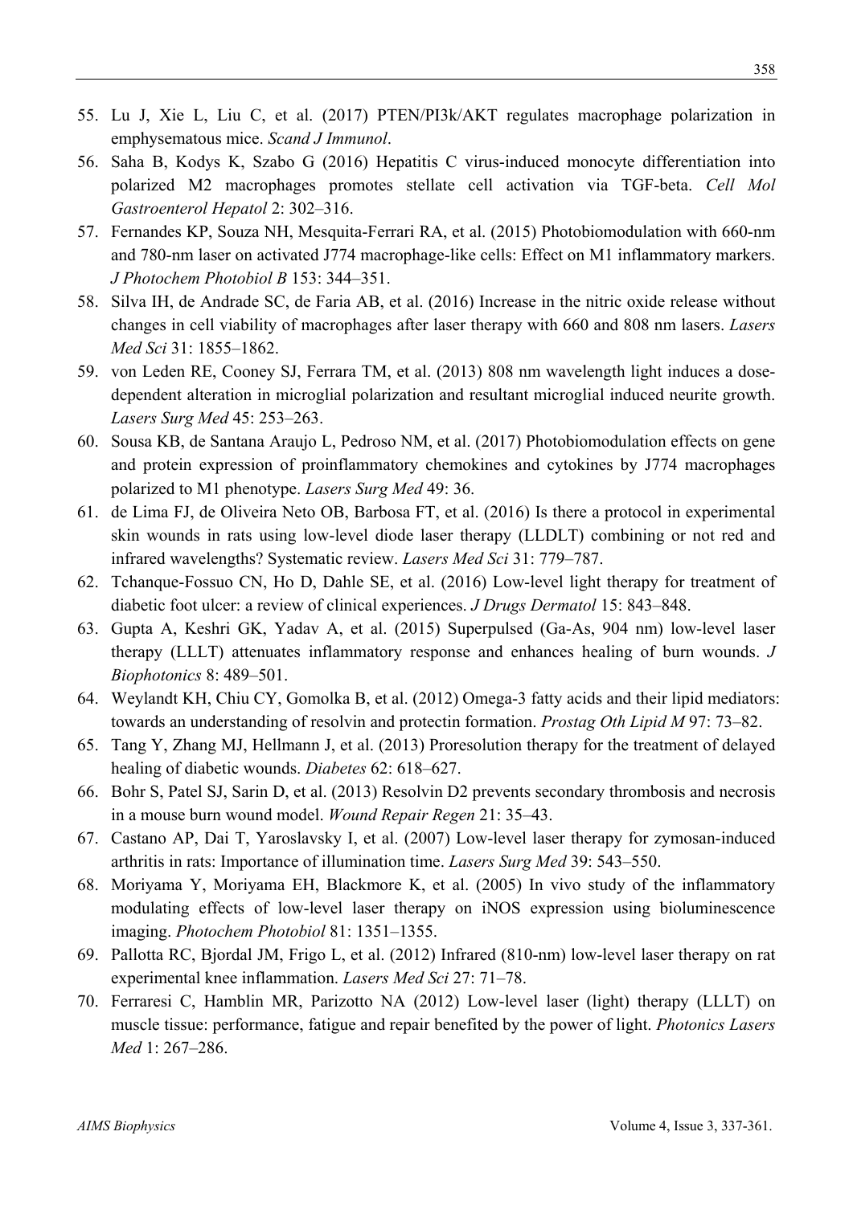55. Lu J, Xie L, Liu C, et al. (2017) PTEN/PI3k/AKT regulates macrophage polarization in emphysematous mice. *Scand J Immunol*.
56. Saha B, Kodys K, Szabo G (2016) Hepatitis C virus-induced monocyte differentiation into polarized M2 macrophages promotes stellate cell activation via TGF-beta. *Cell Mol Gastroenterol Hepatol* 2: 302–316.
57. Fernandes KP, Souza NH, Mesquita-Ferrari RA, et al. (2015) Photobiomodulation with 660-nm and 780-nm laser on activated J774 macrophage-like cells: Effect on M1 inflammatory markers. *J Photochem Photobiol B* 153: 344–351.
58. Silva IH, de Andrade SC, de Faria AB, et al. (2016) Increase in the nitric oxide release without changes in cell viability of macrophages after laser therapy with 660 and 808 nm lasers. *Lasers Med Sci* 31: 1855–1862.
59. von Leden RE, Cooney SJ, Ferrara TM, et al. (2013) 808 nm wavelength light induces a dose-dependent alteration in microglial polarization and resultant microglial induced neurite growth. *Lasers Surg Med* 45: 253–263.
60. Sousa KB, de Santana Araujo L, Pedroso NM, et al. (2017) Photobiomodulation effects on gene and protein expression of proinflammatory chemokines and cytokines by J774 macrophages polarized to M1 phenotype. *Lasers Surg Med* 49: 36.
61. de Lima FJ, de Oliveira Neto OB, Barbosa FT, et al. (2016) Is there a protocol in experimental skin wounds in rats using low-level diode laser therapy (LLDLT) combining or not red and infrared wavelengths? Systematic review. *Lasers Med Sci* 31: 779–787.
62. Tchanque-Fossuo CN, Ho D, Dahle SE, et al. (2016) Low-level light therapy for treatment of diabetic foot ulcer: a review of clinical experiences. *J Drugs Dermatol* 15: 843–848.
63. Gupta A, Keshri GK, Yadav A, et al. (2015) Superpulsed (Ga-As, 904 nm) low-level laser therapy (LLLT) attenuates inflammatory response and enhances healing of burn wounds. *J Biophotonics* 8: 489–501.
64. Weylandt KH, Chiu CY, Gomolka B, et al. (2012) Omega-3 fatty acids and their lipid mediators: towards an understanding of resolvin and protectin formation. *Prostag Oth Lipid M* 97: 73–82.
65. Tang Y, Zhang MJ, Hellmann J, et al. (2013) Proresolution therapy for the treatment of delayed healing of diabetic wounds. *Diabetes* 62: 618–627.
66. Bohr S, Patel SJ, Sarin D, et al. (2013) Resolvin D2 prevents secondary thrombosis and necrosis in a mouse burn wound model. *Wound Repair Regen* 21: 35–43.
67. Castano AP, Dai T, Yaroslavsky I, et al. (2007) Low-level laser therapy for zymosan-induced arthritis in rats: Importance of illumination time. *Lasers Surg Med* 39: 543–550.
68. Moriyama Y, Moriyama EH, Blackmore K, et al. (2005) In vivo study of the inflammatory modulating effects of low-level laser therapy on iNOS expression using bioluminescence imaging. *Photochem Photobiol* 81: 1351–1355.
69. Pallotta RC, Bjordal JM, Frigo L, et al. (2012) Infrared (810-nm) low-level laser therapy on rat experimental knee inflammation. *Lasers Med Sci* 27: 71–78.
70. Ferraresi C, Hamblin MR, Parizotto NA (2012) Low-level laser (light) therapy (LLLT) on muscle tissue: performance, fatigue and repair benefited by the power of light. *Photonics Lasers Med* 1: 267–286.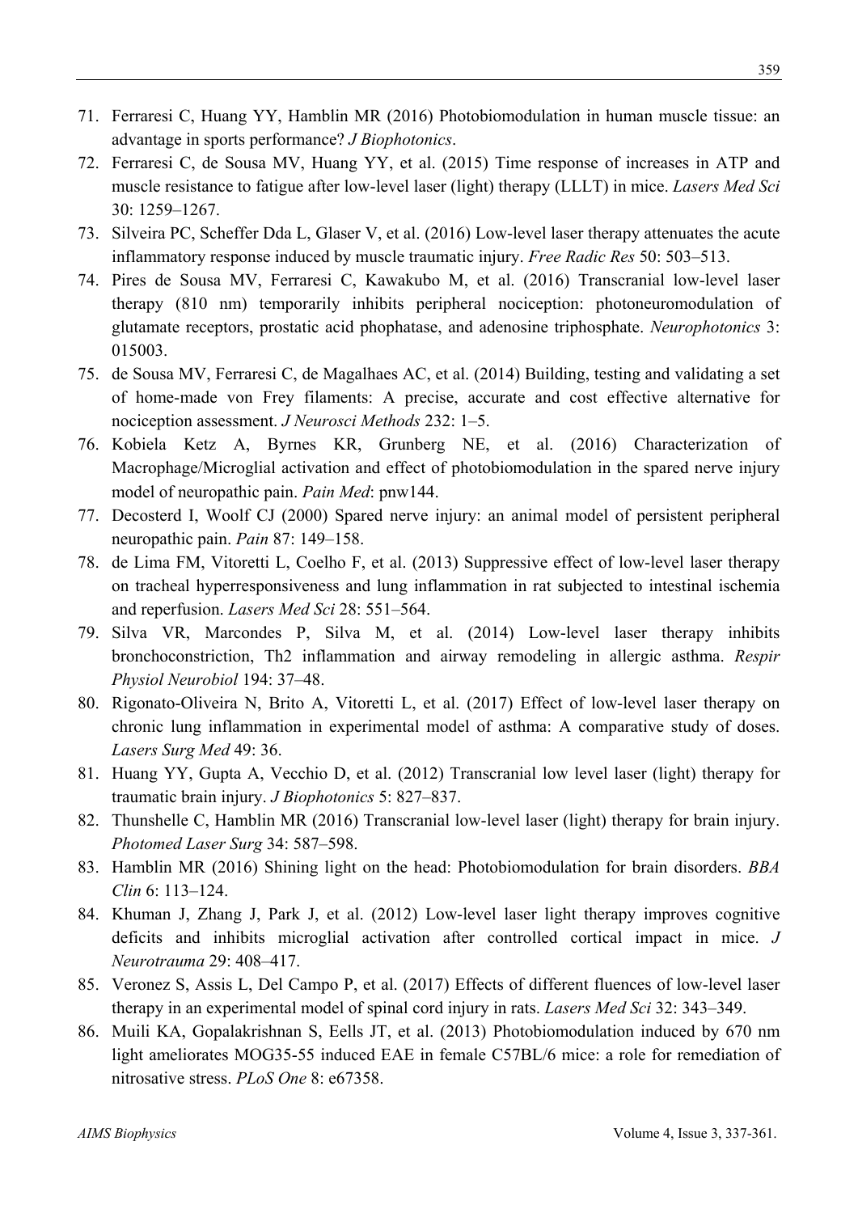71. Ferraresi C, Huang YY, Hamblin MR (2016) Photobiomodulation in human muscle tissue: an advantage in sports performance? *J Biophotonics*.
72. Ferraresi C, de Sousa MV, Huang YY, et al. (2015) Time response of increases in ATP and muscle resistance to fatigue after low-level laser (light) therapy (LLLT) in mice. *Lasers Med Sci* 30: 1259–1267.
73. Silveira PC, Scheffer Dda L, Glaser V, et al. (2016) Low-level laser therapy attenuates the acute inflammatory response induced by muscle traumatic injury. *Free Radic Res* 50: 503–513.
74. Pires de Sousa MV, Ferraresi C, Kawakubo M, et al. (2016) Transcranial low-level laser therapy (810 nm) temporarily inhibits peripheral nociception: photoneuromodulation of glutamate receptors, prostatic acid phophatase, and adenosine triphosphate. *Neurophotonics* 3: 015003.
75. de Sousa MV, Ferraresi C, de Magalhaes AC, et al. (2014) Building, testing and validating a set of home-made von Frey filaments: A precise, accurate and cost effective alternative for nociception assessment. *J Neurosci Methods* 232: 1–5.
76. Kobiela Ketz A, Byrnes KR, Grunberg NE, et al. (2016) Characterization of Macrophage/Microglial activation and effect of photobiomodulation in the spared nerve injury model of neuropathic pain. *Pain Med*: pnw144.
77. Decosterd I, Woolf CJ (2000) Spared nerve injury: an animal model of persistent peripheral neuropathic pain. *Pain* 87: 149–158.
78. de Lima FM, Vitoretti L, Coelho F, et al. (2013) Suppressive effect of low-level laser therapy on tracheal hyperresponsiveness and lung inflammation in rat subjected to intestinal ischemia and reperfusion. *Lasers Med Sci* 28: 551–564.
79. Silva VR, Marcondes P, Silva M, et al. (2014) Low-level laser therapy inhibits bronchoconstriction, Th2 inflammation and airway remodeling in allergic asthma. *Respir Physiol Neurobiol* 194: 37–48.
80. Rigonato-Oliveira N, Brito A, Vitoretti L, et al. (2017) Effect of low-level laser therapy on chronic lung inflammation in experimental model of asthma: A comparative study of doses. *Lasers Surg Med* 49: 36.
81. Huang YY, Gupta A, Vecchio D, et al. (2012) Transcranial low level laser (light) therapy for traumatic brain injury. *J Biophotonics* 5: 827–837.
82. Thunshelle C, Hamblin MR (2016) Transcranial low-level laser (light) therapy for brain injury. *Photomed Laser Surg* 34: 587–598.
83. Hamblin MR (2016) Shining light on the head: Photobiomodulation for brain disorders. *BBA Clin* 6: 113–124.
84. Khuman J, Zhang J, Park J, et al. (2012) Low-level laser light therapy improves cognitive deficits and inhibits microglial activation after controlled cortical impact in mice. *J Neurotrauma* 29: 408–417.
85. Veronez S, Assis L, Del Campo P, et al. (2017) Effects of different fluences of low-level laser therapy in an experimental model of spinal cord injury in rats. *Lasers Med Sci* 32: 343–349.
86. Muili KA, Gopalakrishnan S, Eells JT, et al. (2013) Photobiomodulation induced by 670 nm light ameliorates MOG35-55 induced EAE in female C57BL/6 mice: a role for remediation of nitrosative stress. *PLoS One* 8: e67358.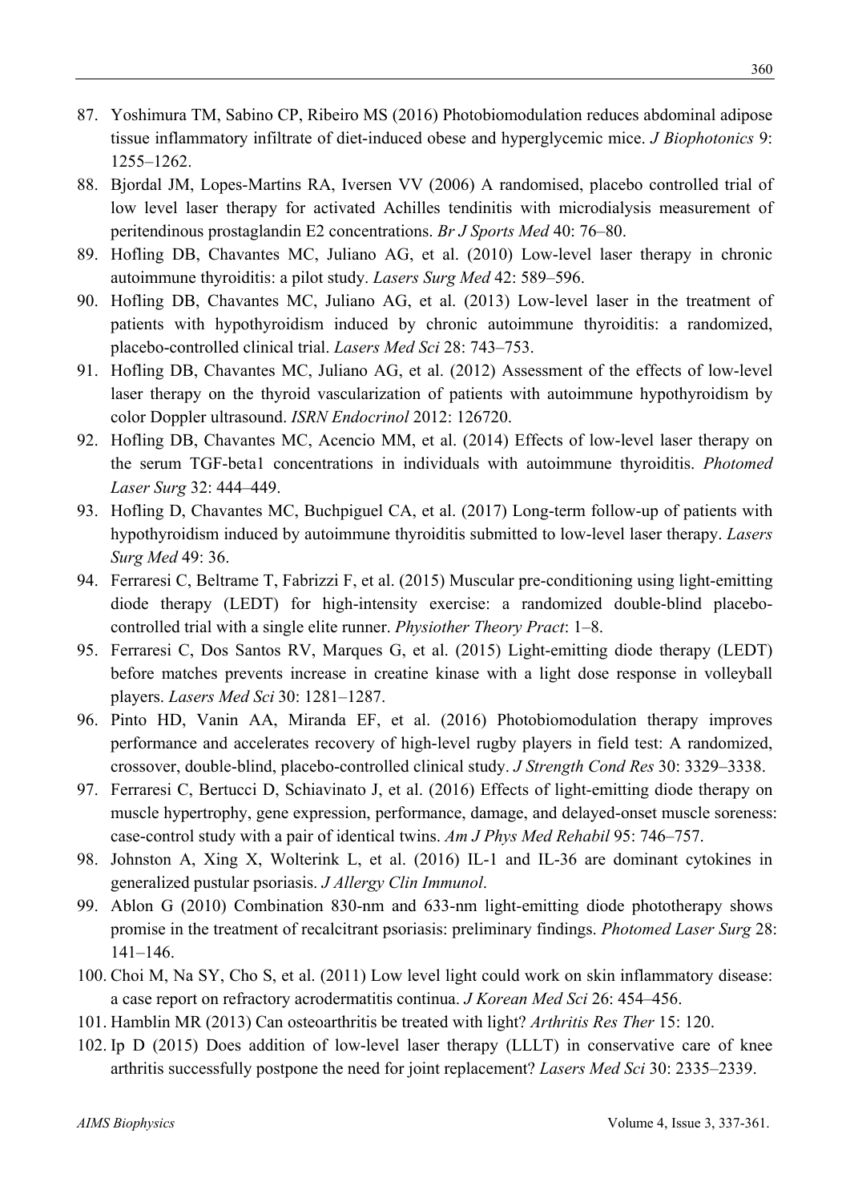87. Yoshimura TM, Sabino CP, Ribeiro MS (2016) Photobiomodulation reduces abdominal adipose tissue inflammatory infiltrate of diet-induced obese and hyperglycemic mice. *J Biophotonics* 9: 1255–1262.
88. Bjordal JM, Lopes-Martins RA, Iversen VV (2006) A randomised, placebo controlled trial of low level laser therapy for activated Achilles tendinitis with microdialysis measurement of peritendinous prostaglandin E2 concentrations. *Br J Sports Med* 40: 76–80.
89. Hofling DB, Chavantes MC, Juliano AG, et al. (2010) Low-level laser therapy in chronic autoimmune thyroiditis: a pilot study. *Lasers Surg Med* 42: 589–596.
90. Hofling DB, Chavantes MC, Juliano AG, et al. (2013) Low-level laser in the treatment of patients with hypothyroidism induced by chronic autoimmune thyroiditis: a randomized, placebo-controlled clinical trial. *Lasers Med Sci* 28: 743–753.
91. Hofling DB, Chavantes MC, Juliano AG, et al. (2012) Assessment of the effects of low-level laser therapy on the thyroid vascularization of patients with autoimmune hypothyroidism by color Doppler ultrasound. *ISRN Endocrinol* 2012: 126720.
92. Hofling DB, Chavantes MC, Acencio MM, et al. (2014) Effects of low-level laser therapy on the serum TGF-beta1 concentrations in individuals with autoimmune thyroiditis. *Photomed Laser Surg* 32: 444–449.
93. Hofling D, Chavantes MC, Buchpiguel CA, et al. (2017) Long-term follow-up of patients with hypothyroidism induced by autoimmune thyroiditis submitted to low-level laser therapy. *Lasers Surg Med* 49: 36.
94. Ferraresi C, Beltrame T, Fabrizzi F, et al. (2015) Muscular pre-conditioning using light-emitting diode therapy (LEDT) for high-intensity exercise: a randomized double-blind placebo-controlled trial with a single elite runner. *Physiother Theory Pract*: 1–8.
95. Ferraresi C, Dos Santos RV, Marques G, et al. (2015) Light-emitting diode therapy (LEDT) before matches prevents increase in creatine kinase with a light dose response in volleyball players. *Lasers Med Sci* 30: 1281–1287.
96. Pinto HD, Vanin AA, Miranda EF, et al. (2016) Photobiomodulation therapy improves performance and accelerates recovery of high-level rugby players in field test: A randomized, crossover, double-blind, placebo-controlled clinical study. *J Strength Cond Res* 30: 3329–3338.
97. Ferraresi C, Bertucci D, Schiavinato J, et al. (2016) Effects of light-emitting diode therapy on muscle hypertrophy, gene expression, performance, damage, and delayed-onset muscle soreness: case-control study with a pair of identical twins. *Am J Phys Med Rehabil* 95: 746–757.
98. Johnston A, Xing X, Wolterink L, et al. (2016) IL-1 and IL-36 are dominant cytokines in generalized pustular psoriasis. *J Allergy Clin Immunol*.
99. Ablon G (2010) Combination 830-nm and 633-nm light-emitting diode phototherapy shows promise in the treatment of recalcitrant psoriasis: preliminary findings. *Photomed Laser Surg* 28: 141–146.
100. Choi M, Na SY, Cho S, et al. (2011) Low level light could work on skin inflammatory disease: a case report on refractory acrodermatitis continua. *J Korean Med Sci* 26: 454–456.
101. Hamblin MR (2013) Can osteoarthritis be treated with light? *Arthritis Res Ther* 15: 120.
102. Ip D (2015) Does addition of low-level laser therapy (LLLT) in conservative care of knee arthritis successfully postpone the need for joint replacement? *Lasers Med Sci* 30: 2335–2339.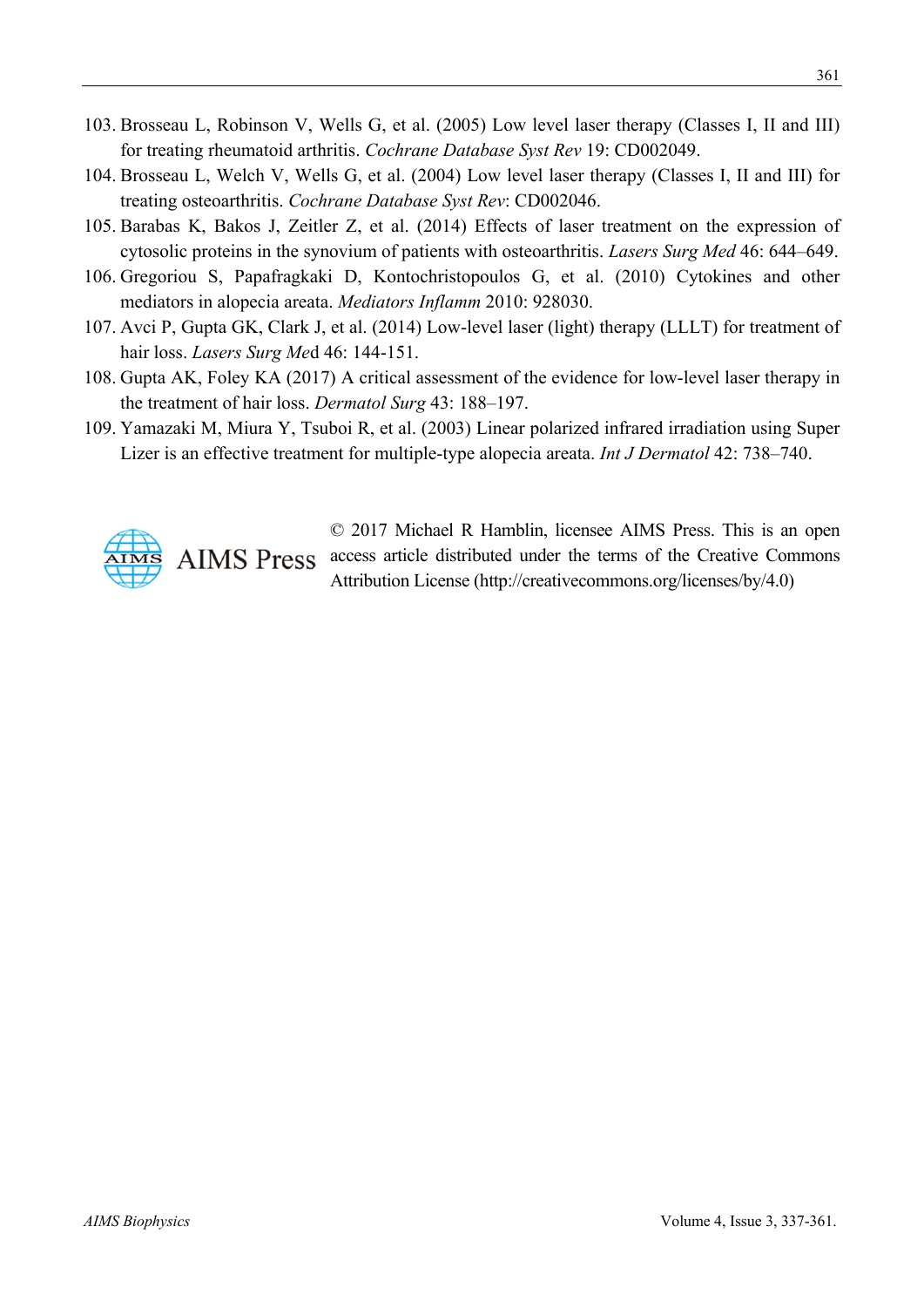103. Brosseau L, Robinson V, Wells G, et al. (2005) Low level laser therapy (Classes I, II and III) for treating rheumatoid arthritis. *Cochrane Database Syst Rev* 19: CD002049.
104. Brosseau L, Welch V, Wells G, et al. (2004) Low level laser therapy (Classes I, II and III) for treating osteoarthritis. *Cochrane Database Syst Rev*: CD002046.
105. Barabas K, Bakos J, Zeitler Z, et al. (2014) Effects of laser treatment on the expression of cytosolic proteins in the synovium of patients with osteoarthritis. *Lasers Surg Med* 46: 644–649.
106. Gregoriou S, Papafragkaki D, Kontochristopoulos G, et al. (2010) Cytokines and other mediators in alopecia areata. *Mediators Inflamm* 2010: 928030.
107. Avci P, Gupta GK, Clark J, et al. (2014) Low-level laser (light) therapy (LLLT) for treatment of hair loss. *Lasers Surg Me*d 46: 144-151.
108. Gupta AK, Foley KA (2017) A critical assessment of the evidence for low-level laser therapy in the treatment of hair loss. *Dermatol Surg* 43: 188–197.
109. Yamazaki M, Miura Y, Tsuboi R, et al. (2003) Linear polarized infrared irradiation using Super Lizer is an effective treatment for multiple-type alopecia areata. *Int J Dermatol* 42: 738–740.

AIMS Press

© 2017 Michael R Hamblin, licensee AIMS Press. This is an open access article distributed under the terms of the Creative Commons Attribution License (http://creativecommons.org/licenses/by/4.0)